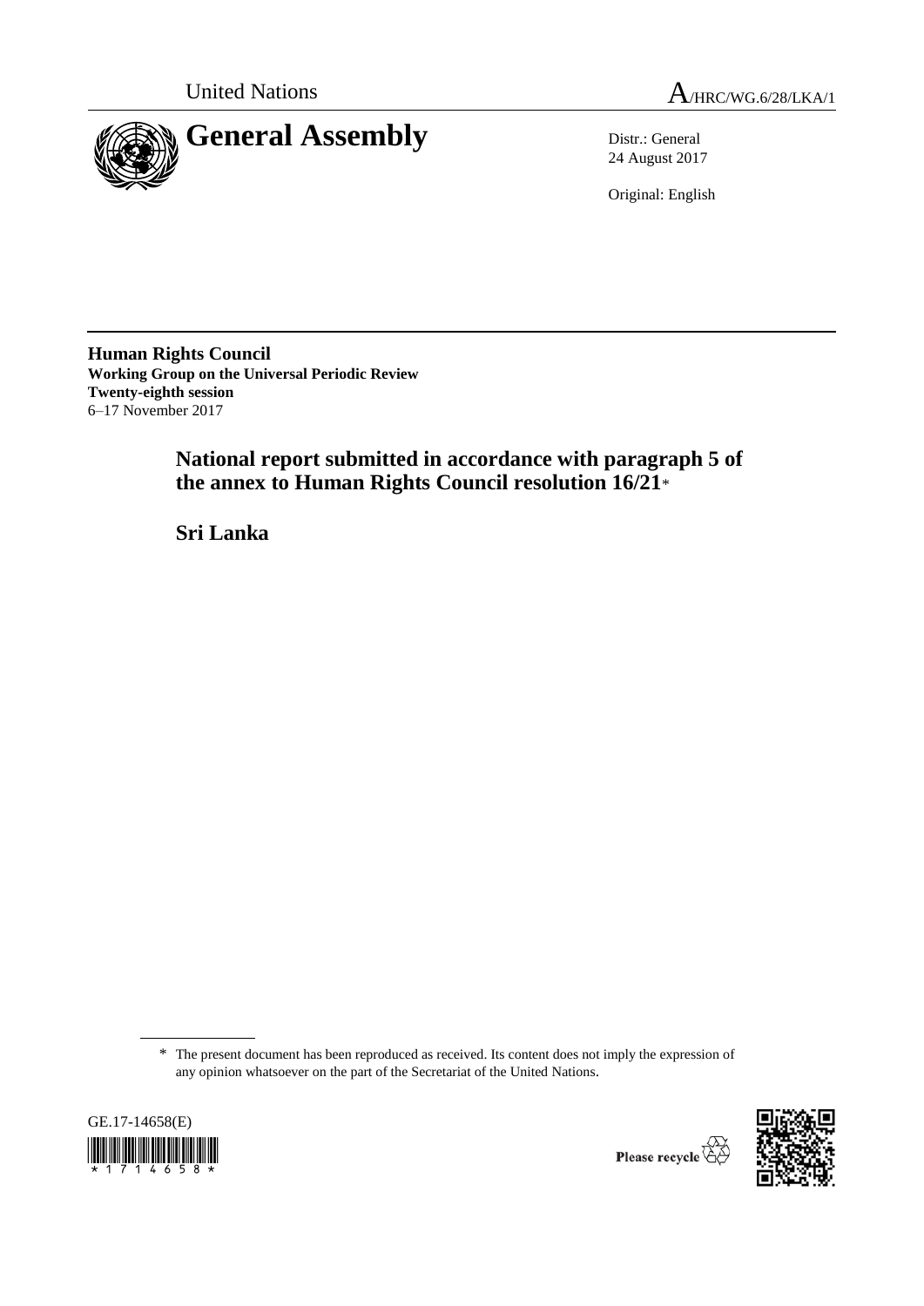United Nations

A/HRC/WG.6/28/LKA/1

# General Assembly

Distr.: General
24 August 2017

Original: English

**Human Rights Council**
**Working Group on the Universal Periodic Review**
**Twenty-eighth session**
6–17 November 2017

## National report submitted in accordance with paragraph 5 of the annex to Human Rights Council resolution 16/21*

## Sri Lanka

\* The present document has been reproduced as received. Its content does not imply the expression of any opinion whatsoever on the part of the Secretariat of the United Nations.

GE.17-14658(E)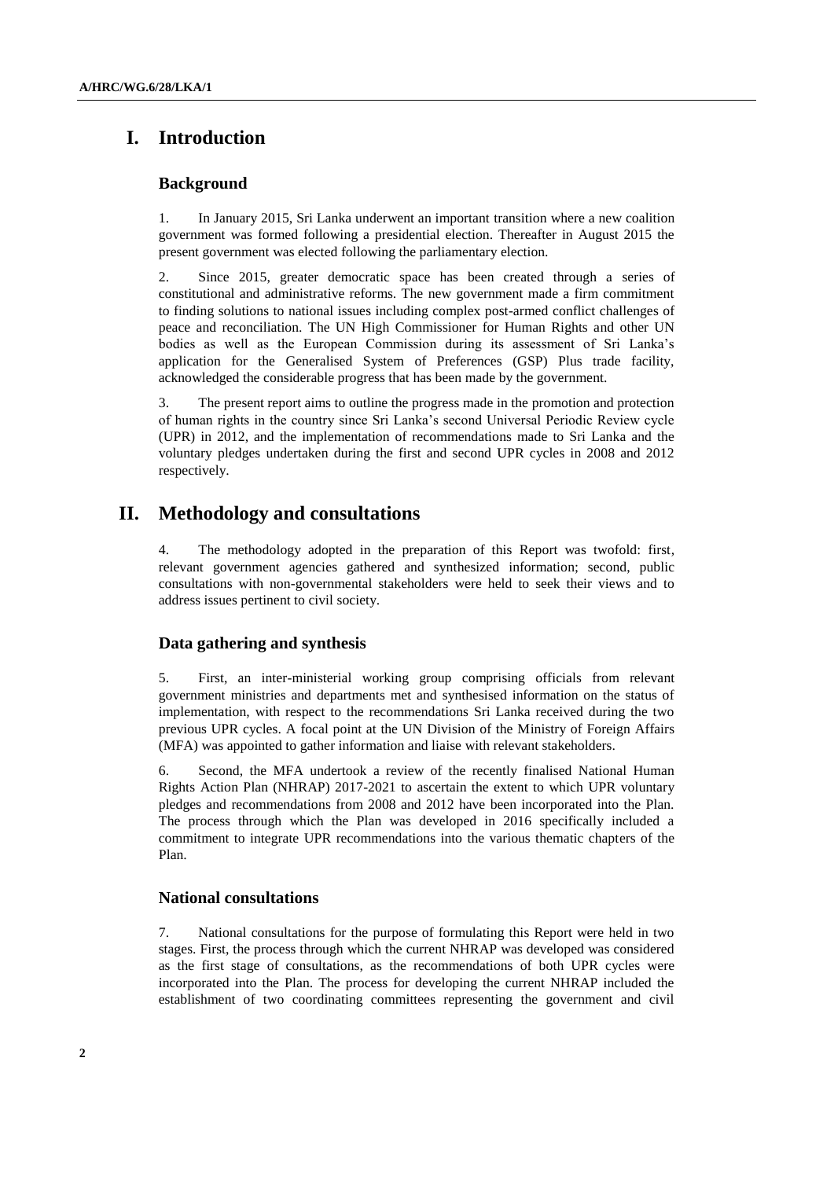# I. Introduction

## Background

1. In January 2015, Sri Lanka underwent an important transition where a new coalition government was formed following a presidential election. Thereafter in August 2015 the present government was elected following the parliamentary election.

2. Since 2015, greater democratic space has been created through a series of constitutional and administrative reforms. The new government made a firm commitment to finding solutions to national issues including complex post-armed conflict challenges of peace and reconciliation. The UN High Commissioner for Human Rights and other UN bodies as well as the European Commission during its assessment of Sri Lanka's application for the Generalised System of Preferences (GSP) Plus trade facility, acknowledged the considerable progress that has been made by the government.

3. The present report aims to outline the progress made in the promotion and protection of human rights in the country since Sri Lanka's second Universal Periodic Review cycle (UPR) in 2012, and the implementation of recommendations made to Sri Lanka and the voluntary pledges undertaken during the first and second UPR cycles in 2008 and 2012 respectively.

# II. Methodology and consultations

4. The methodology adopted in the preparation of this Report was twofold: first, relevant government agencies gathered and synthesized information; second, public consultations with non-governmental stakeholders were held to seek their views and to address issues pertinent to civil society.

## Data gathering and synthesis

5. First, an inter-ministerial working group comprising officials from relevant government ministries and departments met and synthesised information on the status of implementation, with respect to the recommendations Sri Lanka received during the two previous UPR cycles. A focal point at the UN Division of the Ministry of Foreign Affairs (MFA) was appointed to gather information and liaise with relevant stakeholders.

6. Second, the MFA undertook a review of the recently finalised National Human Rights Action Plan (NHRAP) 2017-2021 to ascertain the extent to which UPR voluntary pledges and recommendations from 2008 and 2012 have been incorporated into the Plan. The process through which the Plan was developed in 2016 specifically included a commitment to integrate UPR recommendations into the various thematic chapters of the Plan.

## National consultations

7. National consultations for the purpose of formulating this Report were held in two stages. First, the process through which the current NHRAP was developed was considered as the first stage of consultations, as the recommendations of both UPR cycles were incorporated into the Plan. The process for developing the current NHRAP included the establishment of two coordinating committees representing the government and civil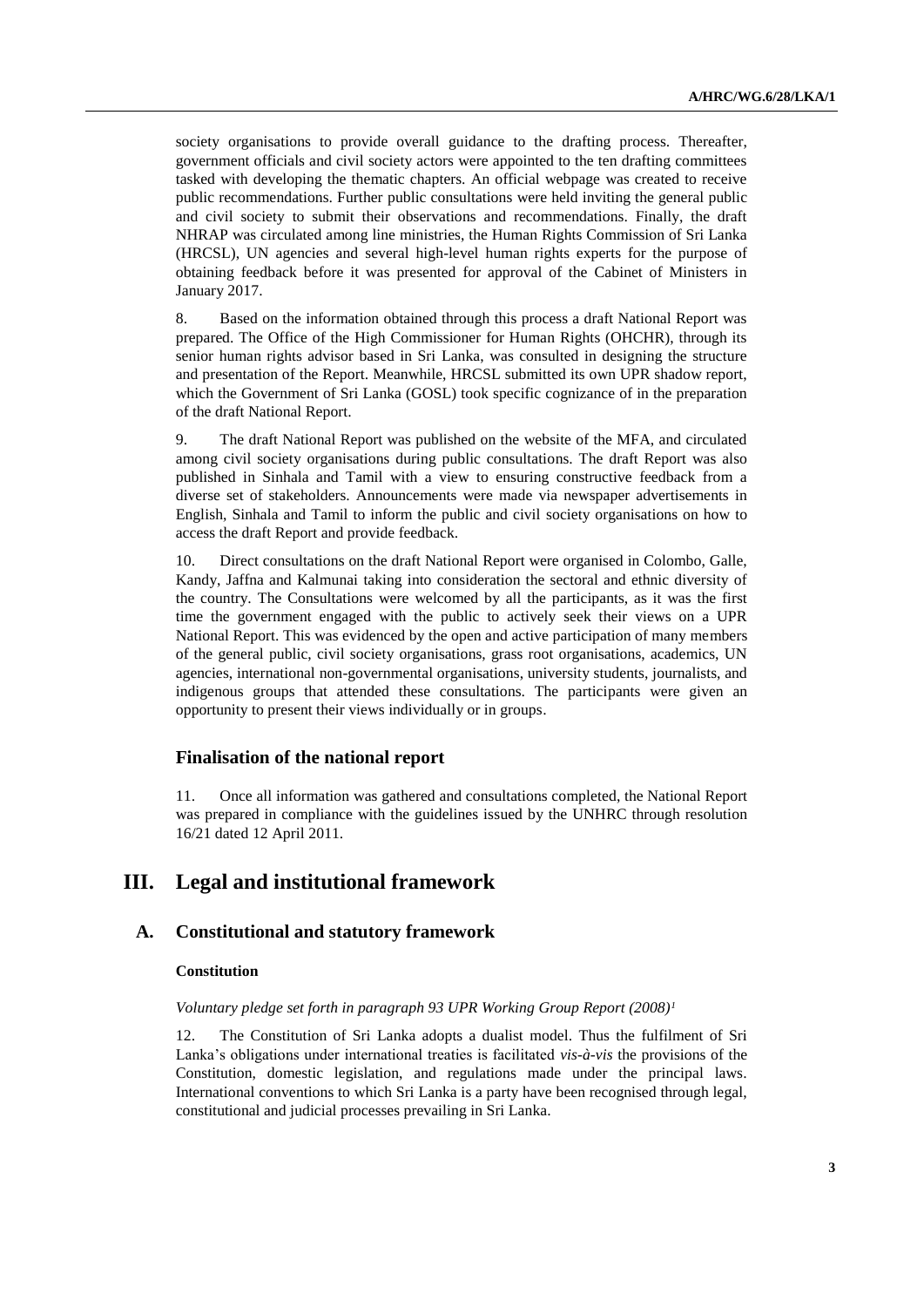society organisations to provide overall guidance to the drafting process. Thereafter, government officials and civil society actors were appointed to the ten drafting committees tasked with developing the thematic chapters. An official webpage was created to receive public recommendations. Further public consultations were held inviting the general public and civil society to submit their observations and recommendations. Finally, the draft NHRAP was circulated among line ministries, the Human Rights Commission of Sri Lanka (HRCSL), UN agencies and several high-level human rights experts for the purpose of obtaining feedback before it was presented for approval of the Cabinet of Ministers in January 2017.

8. Based on the information obtained through this process a draft National Report was prepared. The Office of the High Commissioner for Human Rights (OHCHR), through its senior human rights advisor based in Sri Lanka, was consulted in designing the structure and presentation of the Report. Meanwhile, HRCSL submitted its own UPR shadow report, which the Government of Sri Lanka (GOSL) took specific cognizance of in the preparation of the draft National Report.

9. The draft National Report was published on the website of the MFA, and circulated among civil society organisations during public consultations. The draft Report was also published in Sinhala and Tamil with a view to ensuring constructive feedback from a diverse set of stakeholders. Announcements were made via newspaper advertisements in English, Sinhala and Tamil to inform the public and civil society organisations on how to access the draft Report and provide feedback.

10. Direct consultations on the draft National Report were organised in Colombo, Galle, Kandy, Jaffna and Kalmunai taking into consideration the sectoral and ethnic diversity of the country. The Consultations were welcomed by all the participants, as it was the first time the government engaged with the public to actively seek their views on a UPR National Report. This was evidenced by the open and active participation of many members of the general public, civil society organisations, grass root organisations, academics, UN agencies, international non-governmental organisations, university students, journalists, and indigenous groups that attended these consultations. The participants were given an opportunity to present their views individually or in groups.

### Finalisation of the national report

11. Once all information was gathered and consultations completed, the National Report was prepared in compliance with the guidelines issued by the UNHRC through resolution 16/21 dated 12 April 2011.

## III. Legal and institutional framework

### A. Constitutional and statutory framework

#### Constitution

*Voluntary pledge set forth in paragraph 93 UPR Working Group Report (2008)*[1]

12. The Constitution of Sri Lanka adopts a dualist model. Thus the fulfilment of Sri Lanka's obligations under international treaties is facilitated *vis-à-vis* the provisions of the Constitution, domestic legislation, and regulations made under the principal laws. International conventions to which Sri Lanka is a party have been recognised through legal, constitutional and judicial processes prevailing in Sri Lanka.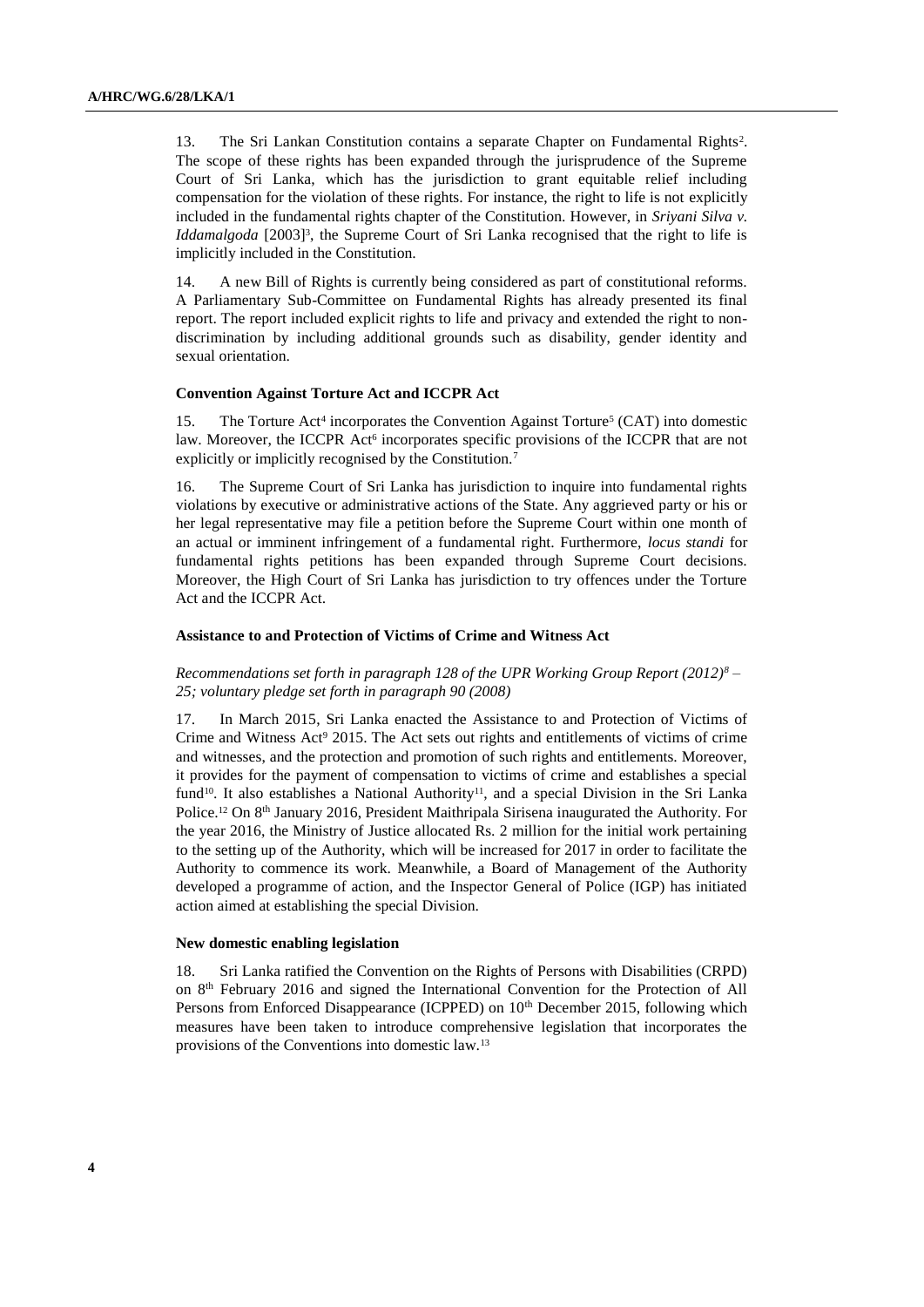13. The Sri Lankan Constitution contains a separate Chapter on Fundamental Rights[2]. The scope of these rights has been expanded through the jurisprudence of the Supreme Court of Sri Lanka, which has the jurisdiction to grant equitable relief including compensation for the violation of these rights. For instance, the right to life is not explicitly included in the fundamental rights chapter of the Constitution. However, in *Sriyani Silva v. Iddamalgoda* [2003][3], the Supreme Court of Sri Lanka recognised that the right to life is implicitly included in the Constitution.

14. A new Bill of Rights is currently being considered as part of constitutional reforms. A Parliamentary Sub-Committee on Fundamental Rights has already presented its final report. The report included explicit rights to life and privacy and extended the right to non-discrimination by including additional grounds such as disability, gender identity and sexual orientation.

### Convention Against Torture Act and ICCPR Act

15. The Torture Act[4] incorporates the Convention Against Torture[5] (CAT) into domestic law. Moreover, the ICCPR Act[6] incorporates specific provisions of the ICCPR that are not explicitly or implicitly recognised by the Constitution.[7]

16. The Supreme Court of Sri Lanka has jurisdiction to inquire into fundamental rights violations by executive or administrative actions of the State. Any aggrieved party or his or her legal representative may file a petition before the Supreme Court within one month of an actual or imminent infringement of a fundamental right. Furthermore, *locus standi* for fundamental rights petitions has been expanded through Supreme Court decisions. Moreover, the High Court of Sri Lanka has jurisdiction to try offences under the Torture Act and the ICCPR Act.

### Assistance to and Protection of Victims of Crime and Witness Act

*Recommendations set forth in paragraph 128 of the UPR Working Group Report (2012)[8] – 25; voluntary pledge set forth in paragraph 90 (2008)*

17. In March 2015, Sri Lanka enacted the Assistance to and Protection of Victims of Crime and Witness Act[9] 2015. The Act sets out rights and entitlements of victims of crime and witnesses, and the protection and promotion of such rights and entitlements. Moreover, it provides for the payment of compensation to victims of crime and establishes a special fund[10]. It also establishes a National Authority[11], and a special Division in the Sri Lanka Police.[12] On 8th January 2016, President Maithripala Sirisena inaugurated the Authority. For the year 2016, the Ministry of Justice allocated Rs. 2 million for the initial work pertaining to the setting up of the Authority, which will be increased for 2017 in order to facilitate the Authority to commence its work. Meanwhile, a Board of Management of the Authority developed a programme of action, and the Inspector General of Police (IGP) has initiated action aimed at establishing the special Division.

### New domestic enabling legislation

18. Sri Lanka ratified the Convention on the Rights of Persons with Disabilities (CRPD) on 8th February 2016 and signed the International Convention for the Protection of All Persons from Enforced Disappearance (ICPPED) on 10th December 2015, following which measures have been taken to introduce comprehensive legislation that incorporates the provisions of the Conventions into domestic law.[13]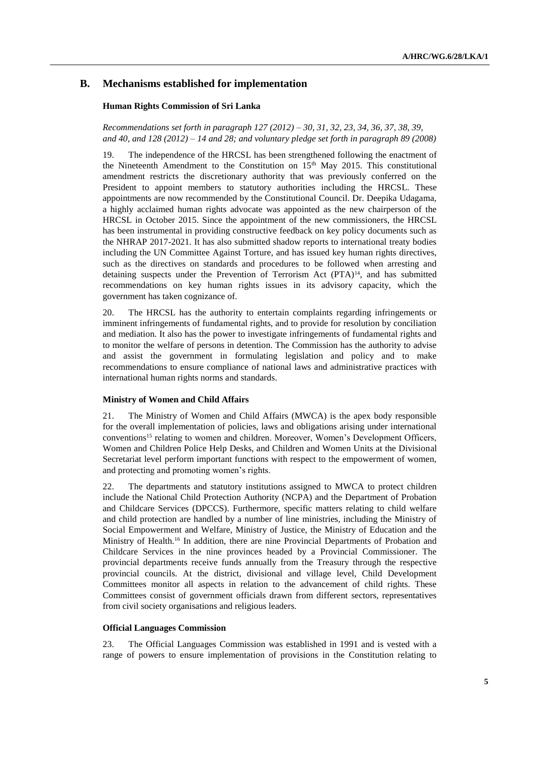## B. Mechanisms established for implementation

### Human Rights Commission of Sri Lanka

*Recommendations set forth in paragraph 127 (2012) – 30, 31, 32, 23, 34, 36, 37, 38, 39, and 40, and 128 (2012) – 14 and 28; and voluntary pledge set forth in paragraph 89 (2008)*

19. The independence of the HRCSL has been strengthened following the enactment of the Nineteenth Amendment to the Constitution on 15th May 2015. This constitutional amendment restricts the discretionary authority that was previously conferred on the President to appoint members to statutory authorities including the HRCSL. These appointments are now recommended by the Constitutional Council. Dr. Deepika Udagama, a highly acclaimed human rights advocate was appointed as the new chairperson of the HRCSL in October 2015. Since the appointment of the new commissioners, the HRCSL has been instrumental in providing constructive feedback on key policy documents such as the NHRAP 2017-2021. It has also submitted shadow reports to international treaty bodies including the UN Committee Against Torture, and has issued key human rights directives, such as the directives on standards and procedures to be followed when arresting and detaining suspects under the Prevention of Terrorism Act (PTA)[14], and has submitted recommendations on key human rights issues in its advisory capacity, which the government has taken cognizance of.

20. The HRCSL has the authority to entertain complaints regarding infringements or imminent infringements of fundamental rights, and to provide for resolution by conciliation and mediation. It also has the power to investigate infringements of fundamental rights and to monitor the welfare of persons in detention. The Commission has the authority to advise and assist the government in formulating legislation and policy and to make recommendations to ensure compliance of national laws and administrative practices with international human rights norms and standards.

### Ministry of Women and Child Affairs

21. The Ministry of Women and Child Affairs (MWCA) is the apex body responsible for the overall implementation of policies, laws and obligations arising under international conventions[15] relating to women and children. Moreover, Women's Development Officers, Women and Children Police Help Desks, and Children and Women Units at the Divisional Secretariat level perform important functions with respect to the empowerment of women, and protecting and promoting women's rights.

22. The departments and statutory institutions assigned to MWCA to protect children include the National Child Protection Authority (NCPA) and the Department of Probation and Childcare Services (DPCCS). Furthermore, specific matters relating to child welfare and child protection are handled by a number of line ministries, including the Ministry of Social Empowerment and Welfare, Ministry of Justice, the Ministry of Education and the Ministry of Health.[16] In addition, there are nine Provincial Departments of Probation and Childcare Services in the nine provinces headed by a Provincial Commissioner. The provincial departments receive funds annually from the Treasury through the respective provincial councils. At the district, divisional and village level, Child Development Committees monitor all aspects in relation to the advancement of child rights. These Committees consist of government officials drawn from different sectors, representatives from civil society organisations and religious leaders.

### Official Languages Commission

23. The Official Languages Commission was established in 1991 and is vested with a range of powers to ensure implementation of provisions in the Constitution relating to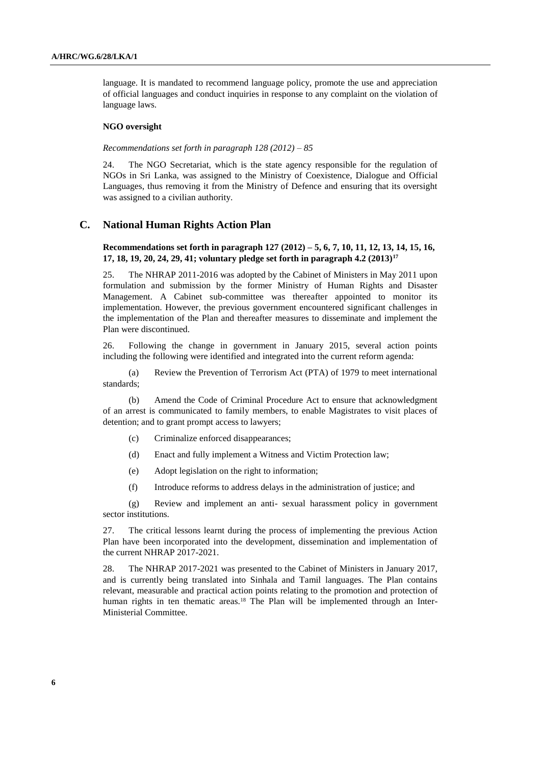language. It is mandated to recommend language policy, promote the use and appreciation of official languages and conduct inquiries in response to any complaint on the violation of language laws.

**NGO oversight**

*Recommendations set forth in paragraph 128 (2012) – 85*

24. The NGO Secretariat, which is the state agency responsible for the regulation of NGOs in Sri Lanka, was assigned to the Ministry of Coexistence, Dialogue and Official Languages, thus removing it from the Ministry of Defence and ensuring that its oversight was assigned to a civilian authority.

## C. National Human Rights Action Plan

**Recommendations set forth in paragraph 127 (2012) – 5, 6, 7, 10, 11, 12, 13, 14, 15, 16, 17, 18, 19, 20, 24, 29, 41; voluntary pledge set forth in paragraph 4.2 (2013)[17]**

25. The NHRAP 2011-2016 was adopted by the Cabinet of Ministers in May 2011 upon formulation and submission by the former Ministry of Human Rights and Disaster Management. A Cabinet sub-committee was thereafter appointed to monitor its implementation. However, the previous government encountered significant challenges in the implementation of the Plan and thereafter measures to disseminate and implement the Plan were discontinued.

26. Following the change in government in January 2015, several action points including the following were identified and integrated into the current reform agenda:

(a) Review the Prevention of Terrorism Act (PTA) of 1979 to meet international standards;

(b) Amend the Code of Criminal Procedure Act to ensure that acknowledgment of an arrest is communicated to family members, to enable Magistrates to visit places of detention; and to grant prompt access to lawyers;

(c) Criminalize enforced disappearances;

(d) Enact and fully implement a Witness and Victim Protection law;

(e) Adopt legislation on the right to information;

(f) Introduce reforms to address delays in the administration of justice; and

(g) Review and implement an anti- sexual harassment policy in government sector institutions.

27. The critical lessons learnt during the process of implementing the previous Action Plan have been incorporated into the development, dissemination and implementation of the current NHRAP 2017-2021.

28. The NHRAP 2017-2021 was presented to the Cabinet of Ministers in January 2017, and is currently being translated into Sinhala and Tamil languages. The Plan contains relevant, measurable and practical action points relating to the promotion and protection of human rights in ten thematic areas.[18] The Plan will be implemented through an Inter-Ministerial Committee.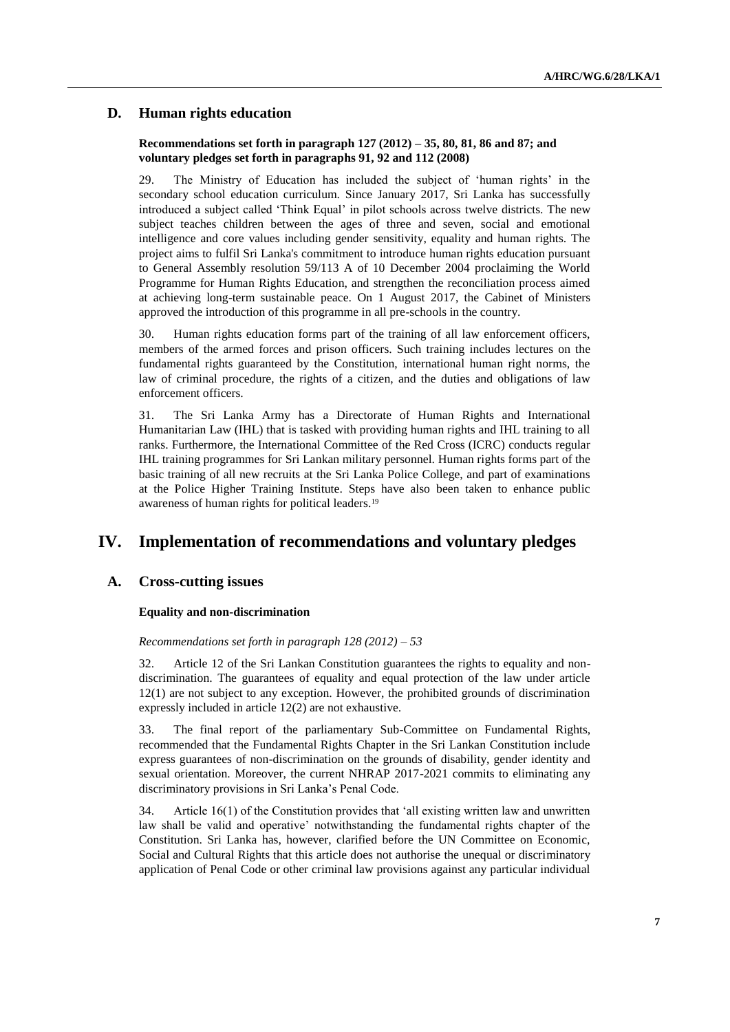## D. Human rights education

**Recommendations set forth in paragraph 127 (2012) – 35, 80, 81, 86 and 87; and voluntary pledges set forth in paragraphs 91, 92 and 112 (2008)**

29. The Ministry of Education has included the subject of 'human rights' in the secondary school education curriculum. Since January 2017, Sri Lanka has successfully introduced a subject called 'Think Equal' in pilot schools across twelve districts. The new subject teaches children between the ages of three and seven, social and emotional intelligence and core values including gender sensitivity, equality and human rights. The project aims to fulfil Sri Lanka's commitment to introduce human rights education pursuant to General Assembly resolution 59/113 A of 10 December 2004 proclaiming the World Programme for Human Rights Education, and strengthen the reconciliation process aimed at achieving long-term sustainable peace. On 1 August 2017, the Cabinet of Ministers approved the introduction of this programme in all pre-schools in the country.

30. Human rights education forms part of the training of all law enforcement officers, members of the armed forces and prison officers. Such training includes lectures on the fundamental rights guaranteed by the Constitution, international human right norms, the law of criminal procedure, the rights of a citizen, and the duties and obligations of law enforcement officers.

31. The Sri Lanka Army has a Directorate of Human Rights and International Humanitarian Law (IHL) that is tasked with providing human rights and IHL training to all ranks. Furthermore, the International Committee of the Red Cross (ICRC) conducts regular IHL training programmes for Sri Lankan military personnel. Human rights forms part of the basic training of all new recruits at the Sri Lanka Police College, and part of examinations at the Police Higher Training Institute. Steps have also been taken to enhance public awareness of human rights for political leaders.[19]

# IV. Implementation of recommendations and voluntary pledges

## A. Cross-cutting issues

### Equality and non-discrimination

*Recommendations set forth in paragraph 128 (2012) – 53*

32. Article 12 of the Sri Lankan Constitution guarantees the rights to equality and non-discrimination. The guarantees of equality and equal protection of the law under article 12(1) are not subject to any exception. However, the prohibited grounds of discrimination expressly included in article 12(2) are not exhaustive.

33. The final report of the parliamentary Sub-Committee on Fundamental Rights, recommended that the Fundamental Rights Chapter in the Sri Lankan Constitution include express guarantees of non-discrimination on the grounds of disability, gender identity and sexual orientation. Moreover, the current NHRAP 2017-2021 commits to eliminating any discriminatory provisions in Sri Lanka's Penal Code.

34. Article 16(1) of the Constitution provides that 'all existing written law and unwritten law shall be valid and operative' notwithstanding the fundamental rights chapter of the Constitution. Sri Lanka has, however, clarified before the UN Committee on Economic, Social and Cultural Rights that this article does not authorise the unequal or discriminatory application of Penal Code or other criminal law provisions against any particular individual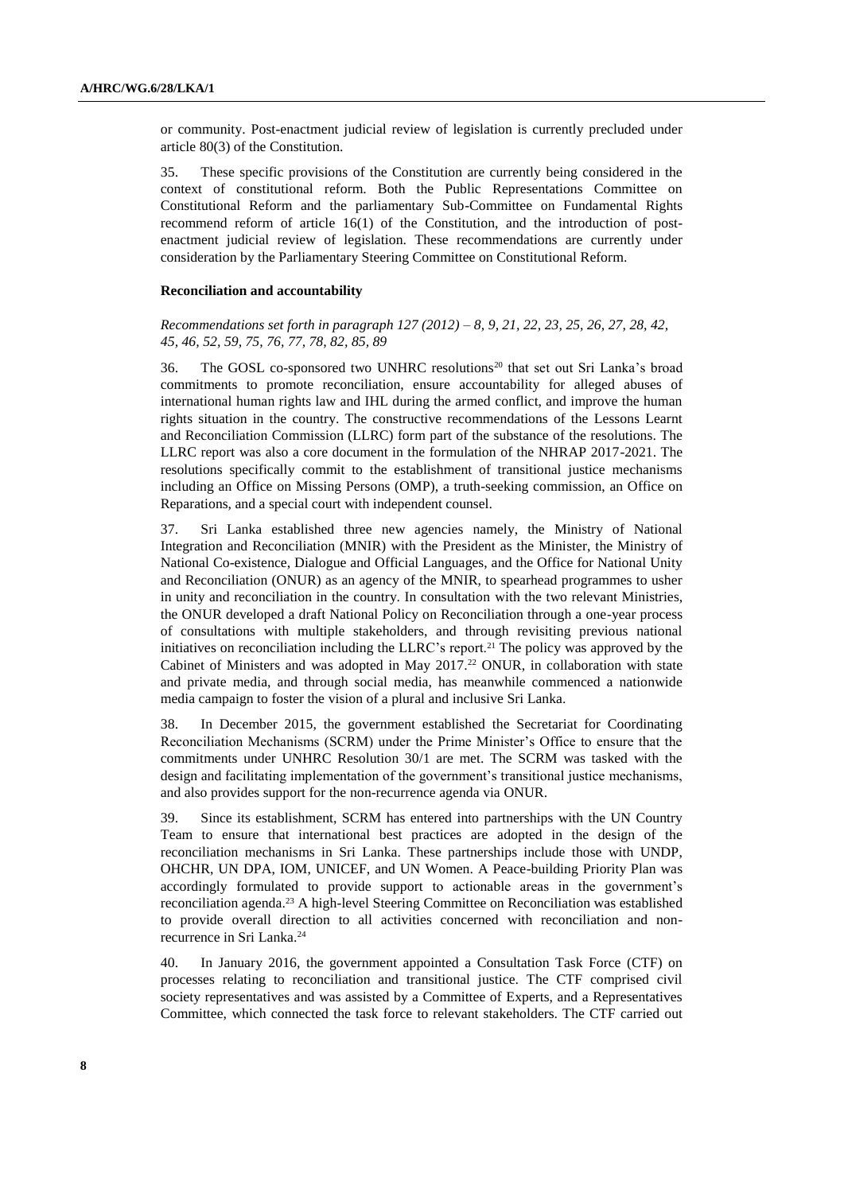or community. Post-enactment judicial review of legislation is currently precluded under article 80(3) of the Constitution.

35. These specific provisions of the Constitution are currently being considered in the context of constitutional reform. Both the Public Representations Committee on Constitutional Reform and the parliamentary Sub-Committee on Fundamental Rights recommend reform of article 16(1) of the Constitution, and the introduction of post-enactment judicial review of legislation. These recommendations are currently under consideration by the Parliamentary Steering Committee on Constitutional Reform.

**Reconciliation and accountability**

*Recommendations set forth in paragraph 127 (2012) – 8, 9, 21, 22, 23, 25, 26, 27, 28, 42, 45, 46, 52, 59, 75, 76, 77, 78, 82, 85, 89*

36. The GOSL co-sponsored two UNHRC resolutions[20] that set out Sri Lanka's broad commitments to promote reconciliation, ensure accountability for alleged abuses of international human rights law and IHL during the armed conflict, and improve the human rights situation in the country. The constructive recommendations of the Lessons Learnt and Reconciliation Commission (LLRC) form part of the substance of the resolutions. The LLRC report was also a core document in the formulation of the NHRAP 2017-2021. The resolutions specifically commit to the establishment of transitional justice mechanisms including an Office on Missing Persons (OMP), a truth-seeking commission, an Office on Reparations, and a special court with independent counsel.

37. Sri Lanka established three new agencies namely, the Ministry of National Integration and Reconciliation (MNIR) with the President as the Minister, the Ministry of National Co-existence, Dialogue and Official Languages, and the Office for National Unity and Reconciliation (ONUR) as an agency of the MNIR, to spearhead programmes to usher in unity and reconciliation in the country. In consultation with the two relevant Ministries, the ONUR developed a draft National Policy on Reconciliation through a one-year process of consultations with multiple stakeholders, and through revisiting previous national initiatives on reconciliation including the LLRC's report.[21] The policy was approved by the Cabinet of Ministers and was adopted in May 2017.[22] ONUR, in collaboration with state and private media, and through social media, has meanwhile commenced a nationwide media campaign to foster the vision of a plural and inclusive Sri Lanka.

38. In December 2015, the government established the Secretariat for Coordinating Reconciliation Mechanisms (SCRM) under the Prime Minister's Office to ensure that the commitments under UNHRC Resolution 30/1 are met. The SCRM was tasked with the design and facilitating implementation of the government's transitional justice mechanisms, and also provides support for the non-recurrence agenda via ONUR.

39. Since its establishment, SCRM has entered into partnerships with the UN Country Team to ensure that international best practices are adopted in the design of the reconciliation mechanisms in Sri Lanka. These partnerships include those with UNDP, OHCHR, UN DPA, IOM, UNICEF, and UN Women. A Peace-building Priority Plan was accordingly formulated to provide support to actionable areas in the government's reconciliation agenda.[23] A high-level Steering Committee on Reconciliation was established to provide overall direction to all activities concerned with reconciliation and non-recurrence in Sri Lanka.[24]

40. In January 2016, the government appointed a Consultation Task Force (CTF) on processes relating to reconciliation and transitional justice. The CTF comprised civil society representatives and was assisted by a Committee of Experts, and a Representatives Committee, which connected the task force to relevant stakeholders. The CTF carried out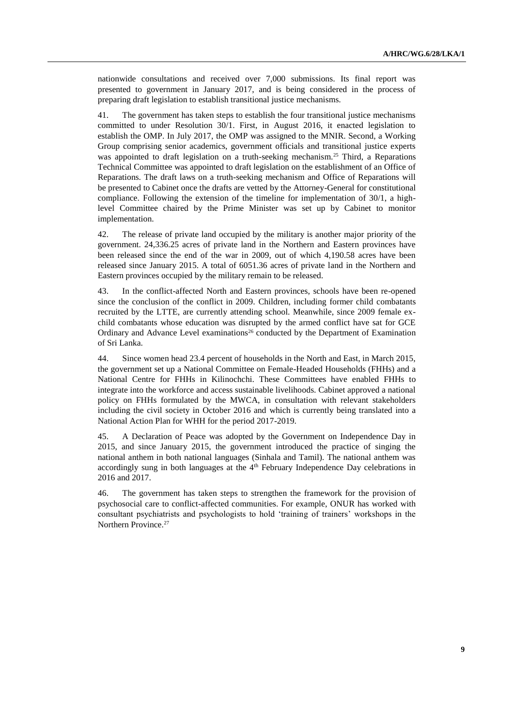nationwide consultations and received over 7,000 submissions. Its final report was presented to government in January 2017, and is being considered in the process of preparing draft legislation to establish transitional justice mechanisms.

41. The government has taken steps to establish the four transitional justice mechanisms committed to under Resolution 30/1. First, in August 2016, it enacted legislation to establish the OMP. In July 2017, the OMP was assigned to the MNIR. Second, a Working Group comprising senior academics, government officials and transitional justice experts was appointed to draft legislation on a truth-seeking mechanism.[25] Third, a Reparations Technical Committee was appointed to draft legislation on the establishment of an Office of Reparations. The draft laws on a truth-seeking mechanism and Office of Reparations will be presented to Cabinet once the drafts are vetted by the Attorney-General for constitutional compliance. Following the extension of the timeline for implementation of 30/1, a high-level Committee chaired by the Prime Minister was set up by Cabinet to monitor implementation.

42. The release of private land occupied by the military is another major priority of the government. 24,336.25 acres of private land in the Northern and Eastern provinces have been released since the end of the war in 2009, out of which 4,190.58 acres have been released since January 2015. A total of 6051.36 acres of private land in the Northern and Eastern provinces occupied by the military remain to be released.

43. In the conflict-affected North and Eastern provinces, schools have been re-opened since the conclusion of the conflict in 2009. Children, including former child combatants recruited by the LTTE, are currently attending school. Meanwhile, since 2009 female ex-child combatants whose education was disrupted by the armed conflict have sat for GCE Ordinary and Advance Level examinations[26] conducted by the Department of Examination of Sri Lanka.

44. Since women head 23.4 percent of households in the North and East, in March 2015, the government set up a National Committee on Female-Headed Households (FHHs) and a National Centre for FHHs in Kilinochchi. These Committees have enabled FHHs to integrate into the workforce and access sustainable livelihoods. Cabinet approved a national policy on FHHs formulated by the MWCA, in consultation with relevant stakeholders including the civil society in October 2016 and which is currently being translated into a National Action Plan for WHH for the period 2017-2019.

45. A Declaration of Peace was adopted by the Government on Independence Day in 2015, and since January 2015, the government introduced the practice of singing the national anthem in both national languages (Sinhala and Tamil). The national anthem was accordingly sung in both languages at the 4th February Independence Day celebrations in 2016 and 2017.

46. The government has taken steps to strengthen the framework for the provision of psychosocial care to conflict-affected communities. For example, ONUR has worked with consultant psychiatrists and psychologists to hold 'training of trainers' workshops in the Northern Province.[27]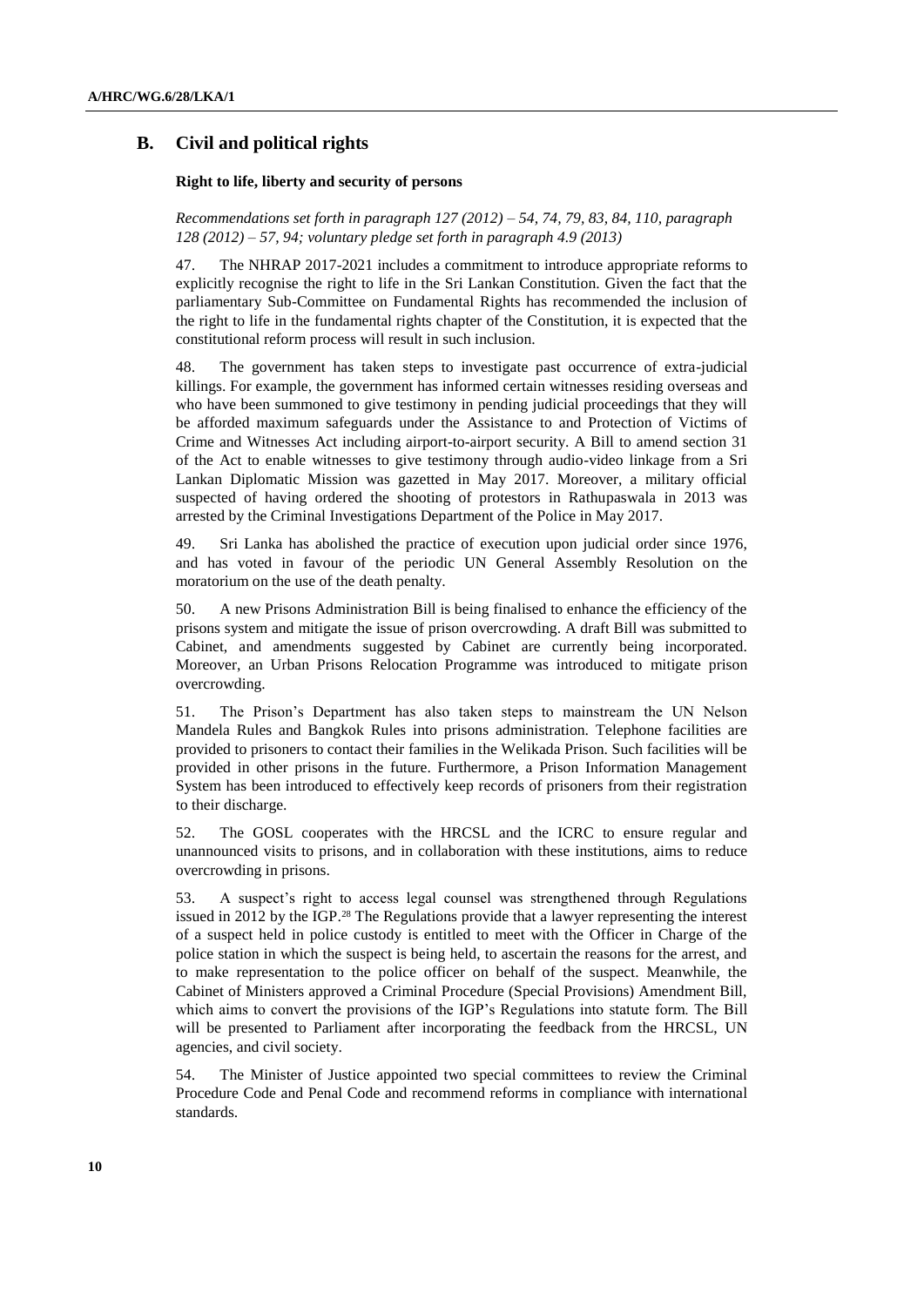## B. Civil and political rights

### Right to life, liberty and security of persons

*Recommendations set forth in paragraph 127 (2012) – 54, 74, 79, 83, 84, 110, paragraph 128 (2012) – 57, 94; voluntary pledge set forth in paragraph 4.9 (2013)*

47. The NHRAP 2017-2021 includes a commitment to introduce appropriate reforms to explicitly recognise the right to life in the Sri Lankan Constitution. Given the fact that the parliamentary Sub-Committee on Fundamental Rights has recommended the inclusion of the right to life in the fundamental rights chapter of the Constitution, it is expected that the constitutional reform process will result in such inclusion.

48. The government has taken steps to investigate past occurrence of extra-judicial killings. For example, the government has informed certain witnesses residing overseas and who have been summoned to give testimony in pending judicial proceedings that they will be afforded maximum safeguards under the Assistance to and Protection of Victims of Crime and Witnesses Act including airport-to-airport security. A Bill to amend section 31 of the Act to enable witnesses to give testimony through audio-video linkage from a Sri Lankan Diplomatic Mission was gazetted in May 2017. Moreover, a military official suspected of having ordered the shooting of protestors in Rathupaswala in 2013 was arrested by the Criminal Investigations Department of the Police in May 2017.

49. Sri Lanka has abolished the practice of execution upon judicial order since 1976, and has voted in favour of the periodic UN General Assembly Resolution on the moratorium on the use of the death penalty.

50. A new Prisons Administration Bill is being finalised to enhance the efficiency of the prisons system and mitigate the issue of prison overcrowding. A draft Bill was submitted to Cabinet, and amendments suggested by Cabinet are currently being incorporated. Moreover, an Urban Prisons Relocation Programme was introduced to mitigate prison overcrowding.

51. The Prison's Department has also taken steps to mainstream the UN Nelson Mandela Rules and Bangkok Rules into prisons administration. Telephone facilities are provided to prisoners to contact their families in the Welikada Prison. Such facilities will be provided in other prisons in the future. Furthermore, a Prison Information Management System has been introduced to effectively keep records of prisoners from their registration to their discharge.

52. The GOSL cooperates with the HRCSL and the ICRC to ensure regular and unannounced visits to prisons, and in collaboration with these institutions, aims to reduce overcrowding in prisons.

53. A suspect's right to access legal counsel was strengthened through Regulations issued in 2012 by the IGP.[28] The Regulations provide that a lawyer representing the interest of a suspect held in police custody is entitled to meet with the Officer in Charge of the police station in which the suspect is being held, to ascertain the reasons for the arrest, and to make representation to the police officer on behalf of the suspect. Meanwhile, the Cabinet of Ministers approved a Criminal Procedure (Special Provisions) Amendment Bill, which aims to convert the provisions of the IGP's Regulations into statute form. The Bill will be presented to Parliament after incorporating the feedback from the HRCSL, UN agencies, and civil society.

54. The Minister of Justice appointed two special committees to review the Criminal Procedure Code and Penal Code and recommend reforms in compliance with international standards.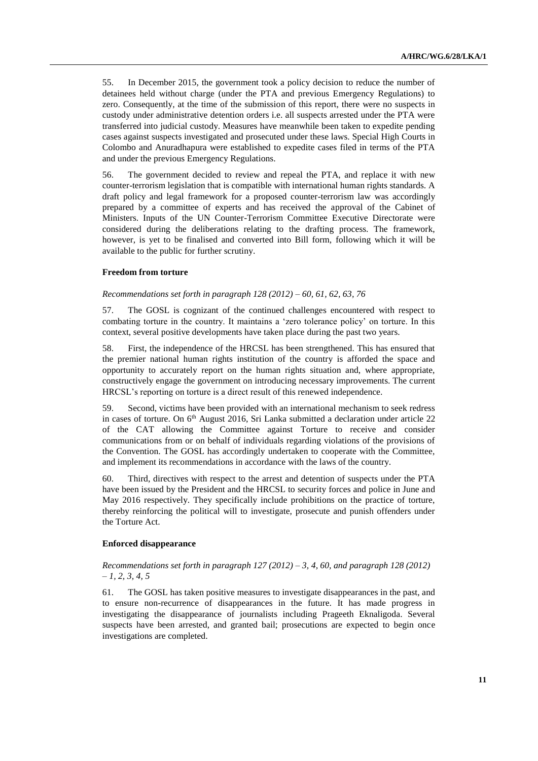55. In December 2015, the government took a policy decision to reduce the number of detainees held without charge (under the PTA and previous Emergency Regulations) to zero. Consequently, at the time of the submission of this report, there were no suspects in custody under administrative detention orders i.e. all suspects arrested under the PTA were transferred into judicial custody. Measures have meanwhile been taken to expedite pending cases against suspects investigated and prosecuted under these laws. Special High Courts in Colombo and Anuradhapura were established to expedite cases filed in terms of the PTA and under the previous Emergency Regulations.

56. The government decided to review and repeal the PTA, and replace it with new counter-terrorism legislation that is compatible with international human rights standards. A draft policy and legal framework for a proposed counter-terrorism law was accordingly prepared by a committee of experts and has received the approval of the Cabinet of Ministers. Inputs of the UN Counter-Terrorism Committee Executive Directorate were considered during the deliberations relating to the drafting process. The framework, however, is yet to be finalised and converted into Bill form, following which it will be available to the public for further scrutiny.

### Freedom from torture

*Recommendations set forth in paragraph 128 (2012) – 60, 61, 62, 63, 76*

57. The GOSL is cognizant of the continued challenges encountered with respect to combating torture in the country. It maintains a 'zero tolerance policy' on torture. In this context, several positive developments have taken place during the past two years.

58. First, the independence of the HRCSL has been strengthened. This has ensured that the premier national human rights institution of the country is afforded the space and opportunity to accurately report on the human rights situation and, where appropriate, constructively engage the government on introducing necessary improvements. The current HRCSL's reporting on torture is a direct result of this renewed independence.

59. Second, victims have been provided with an international mechanism to seek redress in cases of torture. On 6th August 2016, Sri Lanka submitted a declaration under article 22 of the CAT allowing the Committee against Torture to receive and consider communications from or on behalf of individuals regarding violations of the provisions of the Convention. The GOSL has accordingly undertaken to cooperate with the Committee, and implement its recommendations in accordance with the laws of the country.

60. Third, directives with respect to the arrest and detention of suspects under the PTA have been issued by the President and the HRCSL to security forces and police in June and May 2016 respectively. They specifically include prohibitions on the practice of torture, thereby reinforcing the political will to investigate, prosecute and punish offenders under the Torture Act.

### Enforced disappearance

*Recommendations set forth in paragraph 127 (2012) – 3, 4, 60, and paragraph 128 (2012) – 1, 2, 3, 4, 5*

61. The GOSL has taken positive measures to investigate disappearances in the past, and to ensure non-recurrence of disappearances in the future. It has made progress in investigating the disappearance of journalists including Prageeth Eknaligoda. Several suspects have been arrested, and granted bail; prosecutions are expected to begin once investigations are completed.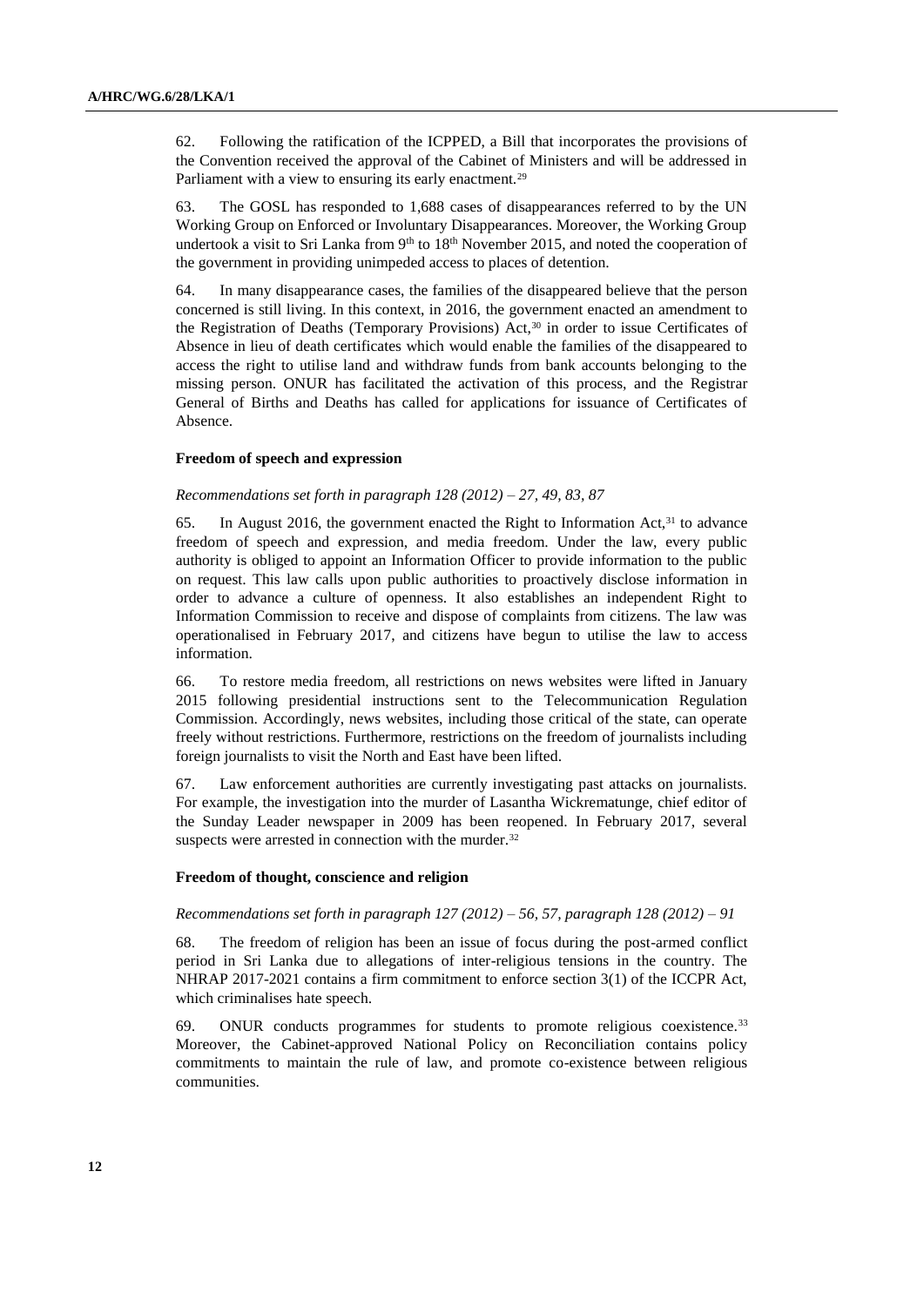62. Following the ratification of the ICPPED, a Bill that incorporates the provisions of the Convention received the approval of the Cabinet of Ministers and will be addressed in Parliament with a view to ensuring its early enactment.[29]

63. The GOSL has responded to 1,688 cases of disappearances referred to by the UN Working Group on Enforced or Involuntary Disappearances. Moreover, the Working Group undertook a visit to Sri Lanka from 9th to 18th November 2015, and noted the cooperation of the government in providing unimpeded access to places of detention.

64. In many disappearance cases, the families of the disappeared believe that the person concerned is still living. In this context, in 2016, the government enacted an amendment to the Registration of Deaths (Temporary Provisions) Act,[30] in order to issue Certificates of Absence in lieu of death certificates which would enable the families of the disappeared to access the right to utilise land and withdraw funds from bank accounts belonging to the missing person. ONUR has facilitated the activation of this process, and the Registrar General of Births and Deaths has called for applications for issuance of Certificates of Absence.

### Freedom of speech and expression

*Recommendations set forth in paragraph 128 (2012) – 27, 49, 83, 87*

65. In August 2016, the government enacted the Right to Information Act,[31] to advance freedom of speech and expression, and media freedom. Under the law, every public authority is obliged to appoint an Information Officer to provide information to the public on request. This law calls upon public authorities to proactively disclose information in order to advance a culture of openness. It also establishes an independent Right to Information Commission to receive and dispose of complaints from citizens. The law was operationalised in February 2017, and citizens have begun to utilise the law to access information.

66. To restore media freedom, all restrictions on news websites were lifted in January 2015 following presidential instructions sent to the Telecommunication Regulation Commission. Accordingly, news websites, including those critical of the state, can operate freely without restrictions. Furthermore, restrictions on the freedom of journalists including foreign journalists to visit the North and East have been lifted.

67. Law enforcement authorities are currently investigating past attacks on journalists. For example, the investigation into the murder of Lasantha Wickrematunge, chief editor of the Sunday Leader newspaper in 2009 has been reopened. In February 2017, several suspects were arrested in connection with the murder.[32]

### Freedom of thought, conscience and religion

*Recommendations set forth in paragraph 127 (2012) – 56, 57, paragraph 128 (2012) – 91*

68. The freedom of religion has been an issue of focus during the post-armed conflict period in Sri Lanka due to allegations of inter-religious tensions in the country. The NHRAP 2017-2021 contains a firm commitment to enforce section 3(1) of the ICCPR Act, which criminalises hate speech.

69. ONUR conducts programmes for students to promote religious coexistence.[33] Moreover, the Cabinet-approved National Policy on Reconciliation contains policy commitments to maintain the rule of law, and promote co-existence between religious communities.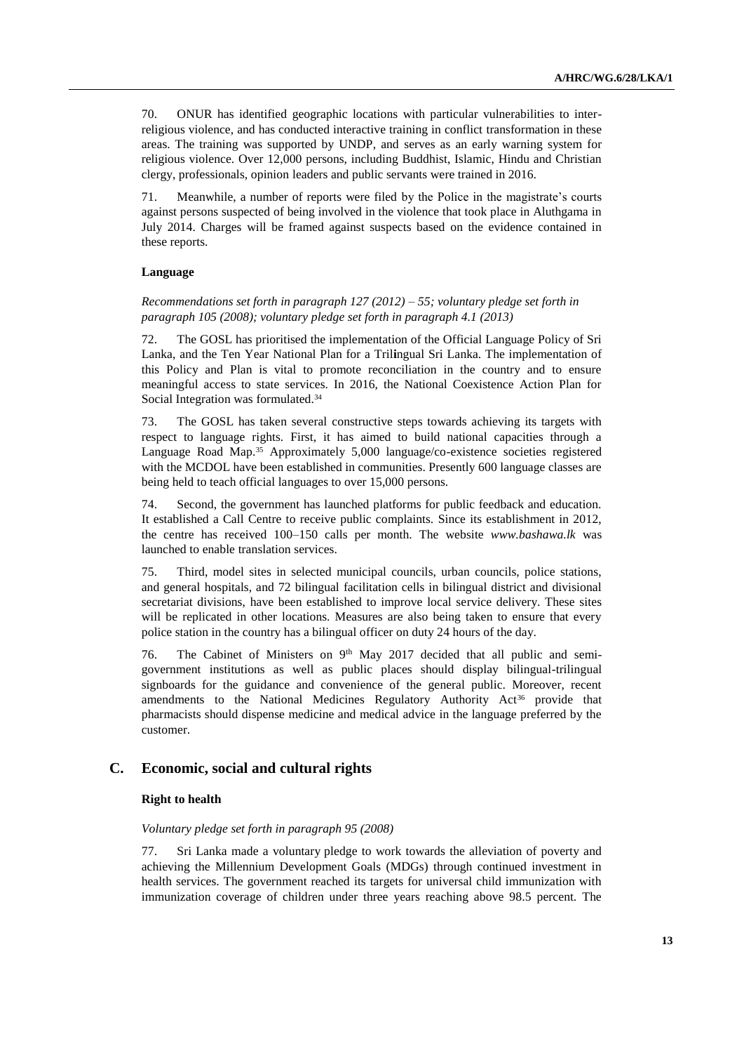70. ONUR has identified geographic locations with particular vulnerabilities to inter-religious violence, and has conducted interactive training in conflict transformation in these areas. The training was supported by UNDP, and serves as an early warning system for religious violence. Over 12,000 persons, including Buddhist, Islamic, Hindu and Christian clergy, professionals, opinion leaders and public servants were trained in 2016.

71. Meanwhile, a number of reports were filed by the Police in the magistrate's courts against persons suspected of being involved in the violence that took place in Aluthgama in July 2014. Charges will be framed against suspects based on the evidence contained in these reports.

#### Language

*Recommendations set forth in paragraph 127 (2012) – 55; voluntary pledge set forth in paragraph 105 (2008); voluntary pledge set forth in paragraph 4.1 (2013)*

72. The GOSL has prioritised the implementation of the Official Language Policy of Sri Lanka, and the Ten Year National Plan for a Trilingual Sri Lanka. The implementation of this Policy and Plan is vital to promote reconciliation in the country and to ensure meaningful access to state services. In 2016, the National Coexistence Action Plan for Social Integration was formulated.[34]

73. The GOSL has taken several constructive steps towards achieving its targets with respect to language rights. First, it has aimed to build national capacities through a Language Road Map.[35] Approximately 5,000 language/co-existence societies registered with the MCDOL have been established in communities. Presently 600 language classes are being held to teach official languages to over 15,000 persons.

74. Second, the government has launched platforms for public feedback and education. It established a Call Centre to receive public complaints. Since its establishment in 2012, the centre has received 100–150 calls per month. The website *www.bashawa.lk* was launched to enable translation services.

75. Third, model sites in selected municipal councils, urban councils, police stations, and general hospitals, and 72 bilingual facilitation cells in bilingual district and divisional secretariat divisions, have been established to improve local service delivery. These sites will be replicated in other locations. Measures are also being taken to ensure that every police station in the country has a bilingual officer on duty 24 hours of the day.

76. The Cabinet of Ministers on 9th May 2017 decided that all public and semi-government institutions as well as public places should display bilingual-trilingual signboards for the guidance and convenience of the general public. Moreover, recent amendments to the National Medicines Regulatory Authority Act[36] provide that pharmacists should dispense medicine and medical advice in the language preferred by the customer.

## C. Economic, social and cultural rights

#### Right to health

*Voluntary pledge set forth in paragraph 95 (2008)*

77. Sri Lanka made a voluntary pledge to work towards the alleviation of poverty and achieving the Millennium Development Goals (MDGs) through continued investment in health services. The government reached its targets for universal child immunization with immunization coverage of children under three years reaching above 98.5 percent. The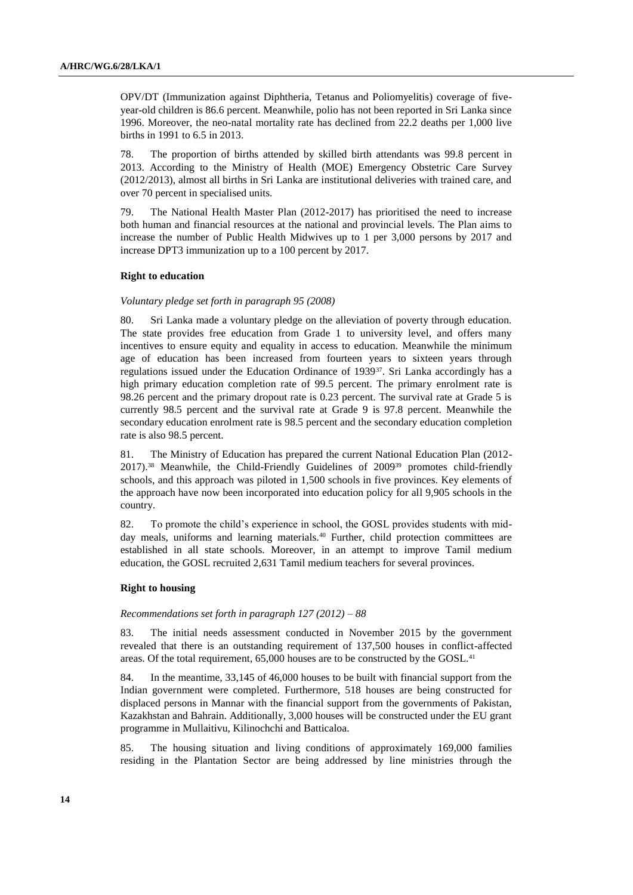OPV/DT (Immunization against Diphtheria, Tetanus and Poliomyelitis) coverage of five-year-old children is 86.6 percent. Meanwhile, polio has not been reported in Sri Lanka since 1996. Moreover, the neo-natal mortality rate has declined from 22.2 deaths per 1,000 live births in 1991 to 6.5 in 2013.

78. The proportion of births attended by skilled birth attendants was 99.8 percent in 2013. According to the Ministry of Health (MOE) Emergency Obstetric Care Survey (2012/2013), almost all births in Sri Lanka are institutional deliveries with trained care, and over 70 percent in specialised units.

79. The National Health Master Plan (2012-2017) has prioritised the need to increase both human and financial resources at the national and provincial levels. The Plan aims to increase the number of Public Health Midwives up to 1 per 3,000 persons by 2017 and increase DPT3 immunization up to a 100 percent by 2017.

**Right to education**

*Voluntary pledge set forth in paragraph 95 (2008)*

80. Sri Lanka made a voluntary pledge on the alleviation of poverty through education. The state provides free education from Grade 1 to university level, and offers many incentives to ensure equity and equality in access to education. Meanwhile the minimum age of education has been increased from fourteen years to sixteen years through regulations issued under the Education Ordinance of 1939[37]. Sri Lanka accordingly has a high primary education completion rate of 99.5 percent. The primary enrolment rate is 98.26 percent and the primary dropout rate is 0.23 percent. The survival rate at Grade 5 is currently 98.5 percent and the survival rate at Grade 9 is 97.8 percent. Meanwhile the secondary education enrolment rate is 98.5 percent and the secondary education completion rate is also 98.5 percent.

81. The Ministry of Education has prepared the current National Education Plan (2012-2017).[38] Meanwhile, the Child-Friendly Guidelines of 2009[39] promotes child-friendly schools, and this approach was piloted in 1,500 schools in five provinces. Key elements of the approach have now been incorporated into education policy for all 9,905 schools in the country.

82. To promote the child's experience in school, the GOSL provides students with mid-day meals, uniforms and learning materials.[40] Further, child protection committees are established in all state schools. Moreover, in an attempt to improve Tamil medium education, the GOSL recruited 2,631 Tamil medium teachers for several provinces.

**Right to housing**

*Recommendations set forth in paragraph 127 (2012) – 88*

83. The initial needs assessment conducted in November 2015 by the government revealed that there is an outstanding requirement of 137,500 houses in conflict-affected areas. Of the total requirement, 65,000 houses are to be constructed by the GOSL.[41]

84. In the meantime, 33,145 of 46,000 houses to be built with financial support from the Indian government were completed. Furthermore, 518 houses are being constructed for displaced persons in Mannar with the financial support from the governments of Pakistan, Kazakhstan and Bahrain. Additionally, 3,000 houses will be constructed under the EU grant programme in Mullaitivu, Kilinochchi and Batticaloa.

85. The housing situation and living conditions of approximately 169,000 families residing in the Plantation Sector are being addressed by line ministries through the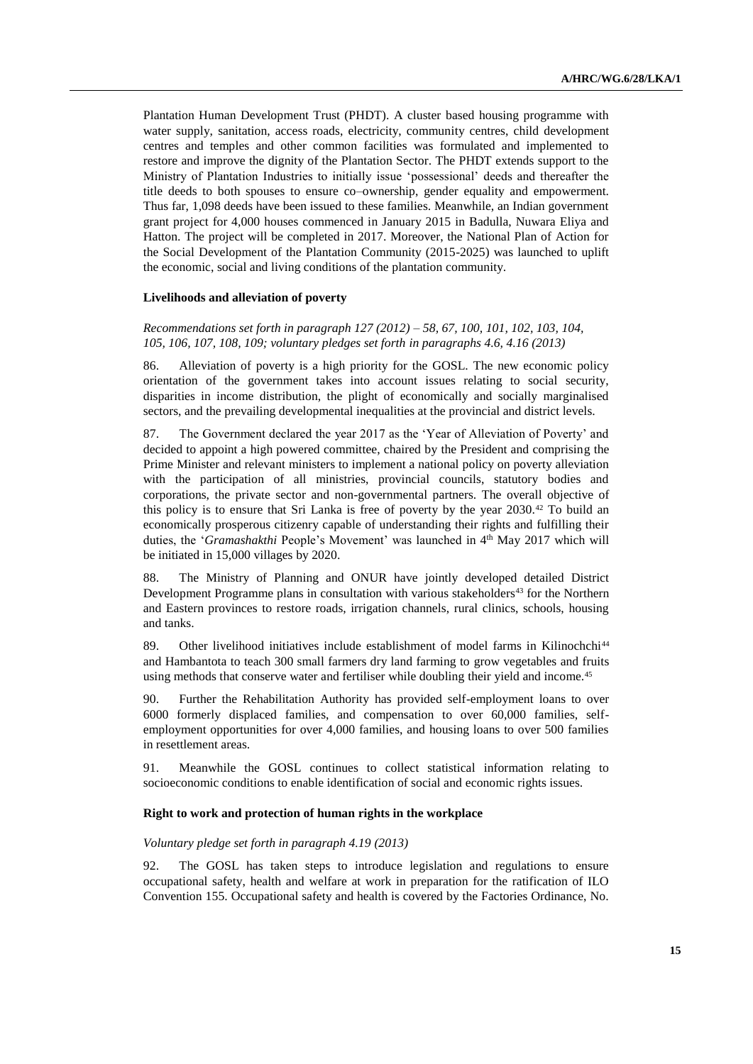Plantation Human Development Trust (PHDT). A cluster based housing programme with water supply, sanitation, access roads, electricity, community centres, child development centres and temples and other common facilities was formulated and implemented to restore and improve the dignity of the Plantation Sector. The PHDT extends support to the Ministry of Plantation Industries to initially issue 'possessional' deeds and thereafter the title deeds to both spouses to ensure co–ownership, gender equality and empowerment. Thus far, 1,098 deeds have been issued to these families. Meanwhile, an Indian government grant project for 4,000 houses commenced in January 2015 in Badulla, Nuwara Eliya and Hatton. The project will be completed in 2017. Moreover, the National Plan of Action for the Social Development of the Plantation Community (2015-2025) was launched to uplift the economic, social and living conditions of the plantation community.

### Livelihoods and alleviation of poverty

*Recommendations set forth in paragraph 127 (2012) – 58, 67, 100, 101, 102, 103, 104, 105, 106, 107, 108, 109; voluntary pledges set forth in paragraphs 4.6, 4.16 (2013)*

86. Alleviation of poverty is a high priority for the GOSL. The new economic policy orientation of the government takes into account issues relating to social security, disparities in income distribution, the plight of economically and socially marginalised sectors, and the prevailing developmental inequalities at the provincial and district levels.

87. The Government declared the year 2017 as the 'Year of Alleviation of Poverty' and decided to appoint a high powered committee, chaired by the President and comprising the Prime Minister and relevant ministers to implement a national policy on poverty alleviation with the participation of all ministries, provincial councils, statutory bodies and corporations, the private sector and non-governmental partners. The overall objective of this policy is to ensure that Sri Lanka is free of poverty by the year 2030.[42] To build an economically prosperous citizenry capable of understanding their rights and fulfilling their duties, the '*Gramashakthi* People's Movement' was launched in 4th May 2017 which will be initiated in 15,000 villages by 2020.

88. The Ministry of Planning and ONUR have jointly developed detailed District Development Programme plans in consultation with various stakeholders[43] for the Northern and Eastern provinces to restore roads, irrigation channels, rural clinics, schools, housing and tanks.

89. Other livelihood initiatives include establishment of model farms in Kilinochchi[44] and Hambantota to teach 300 small farmers dry land farming to grow vegetables and fruits using methods that conserve water and fertiliser while doubling their yield and income.[45]

90. Further the Rehabilitation Authority has provided self-employment loans to over 6000 formerly displaced families, and compensation to over 60,000 families, self-employment opportunities for over 4,000 families, and housing loans to over 500 families in resettlement areas.

91. Meanwhile the GOSL continues to collect statistical information relating to socioeconomic conditions to enable identification of social and economic rights issues.

### Right to work and protection of human rights in the workplace

*Voluntary pledge set forth in paragraph 4.19 (2013)*

92. The GOSL has taken steps to introduce legislation and regulations to ensure occupational safety, health and welfare at work in preparation for the ratification of ILO Convention 155. Occupational safety and health is covered by the Factories Ordinance, No.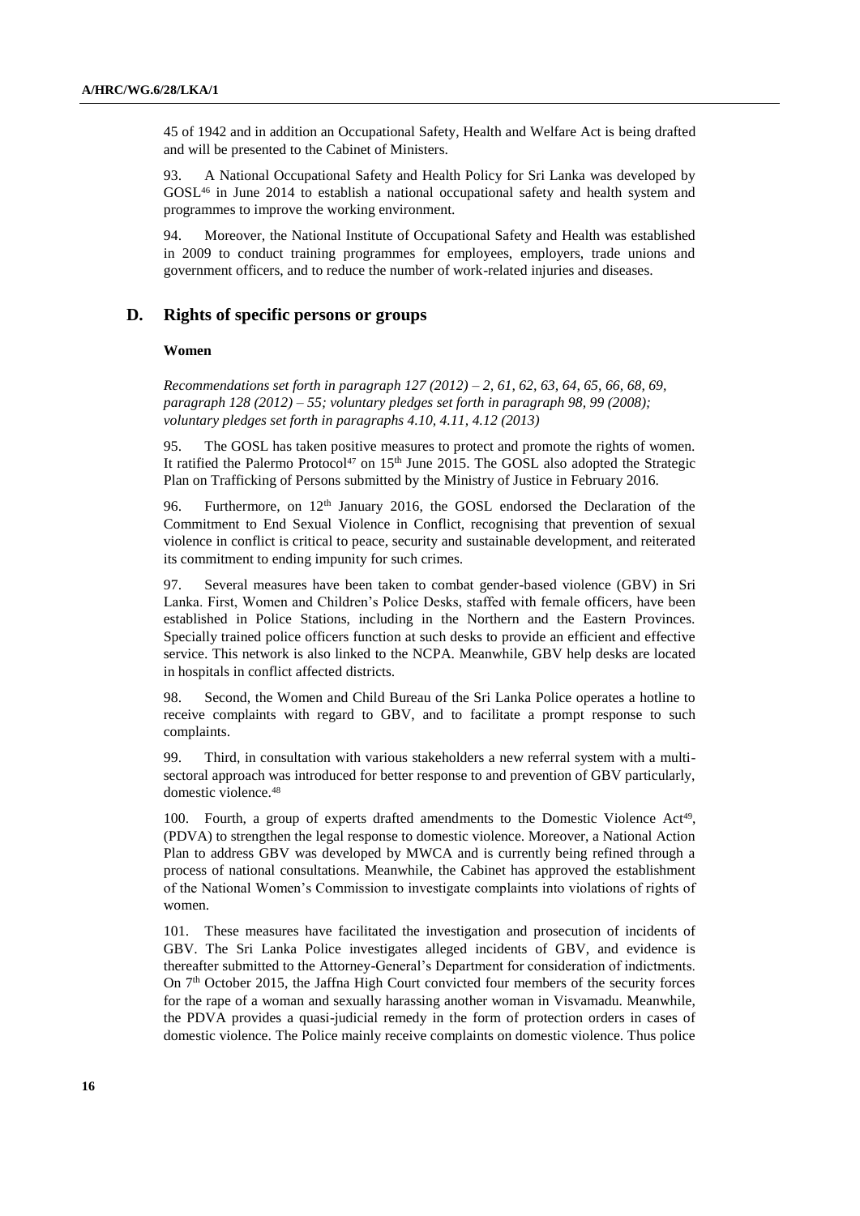45 of 1942 and in addition an Occupational Safety, Health and Welfare Act is being drafted and will be presented to the Cabinet of Ministers.

93. A National Occupational Safety and Health Policy for Sri Lanka was developed by GOSL[46] in June 2014 to establish a national occupational safety and health system and programmes to improve the working environment.

94. Moreover, the National Institute of Occupational Safety and Health was established in 2009 to conduct training programmes for employees, employers, trade unions and government officers, and to reduce the number of work-related injuries and diseases.

## D. Rights of specific persons or groups

### Women

*Recommendations set forth in paragraph 127 (2012) – 2, 61, 62, 63, 64, 65, 66, 68, 69, paragraph 128 (2012) – 55; voluntary pledges set forth in paragraph 98, 99 (2008); voluntary pledges set forth in paragraphs 4.10, 4.11, 4.12 (2013)*

95. The GOSL has taken positive measures to protect and promote the rights of women. It ratified the Palermo Protocol[47] on 15th June 2015. The GOSL also adopted the Strategic Plan on Trafficking of Persons submitted by the Ministry of Justice in February 2016.

96. Furthermore, on 12th January 2016, the GOSL endorsed the Declaration of the Commitment to End Sexual Violence in Conflict, recognising that prevention of sexual violence in conflict is critical to peace, security and sustainable development, and reiterated its commitment to ending impunity for such crimes.

97. Several measures have been taken to combat gender-based violence (GBV) in Sri Lanka. First, Women and Children's Police Desks, staffed with female officers, have been established in Police Stations, including in the Northern and the Eastern Provinces. Specially trained police officers function at such desks to provide an efficient and effective service. This network is also linked to the NCPA. Meanwhile, GBV help desks are located in hospitals in conflict affected districts.

98. Second, the Women and Child Bureau of the Sri Lanka Police operates a hotline to receive complaints with regard to GBV, and to facilitate a prompt response to such complaints.

99. Third, in consultation with various stakeholders a new referral system with a multi-sectoral approach was introduced for better response to and prevention of GBV particularly, domestic violence.[48]

100. Fourth, a group of experts drafted amendments to the Domestic Violence Act[49], (PDVA) to strengthen the legal response to domestic violence. Moreover, a National Action Plan to address GBV was developed by MWCA and is currently being refined through a process of national consultations. Meanwhile, the Cabinet has approved the establishment of the National Women's Commission to investigate complaints into violations of rights of women.

101. These measures have facilitated the investigation and prosecution of incidents of GBV. The Sri Lanka Police investigates alleged incidents of GBV, and evidence is thereafter submitted to the Attorney-General's Department for consideration of indictments. On 7th October 2015, the Jaffna High Court convicted four members of the security forces for the rape of a woman and sexually harassing another woman in Visvamadu. Meanwhile, the PDVA provides a quasi-judicial remedy in the form of protection orders in cases of domestic violence. The Police mainly receive complaints on domestic violence. Thus police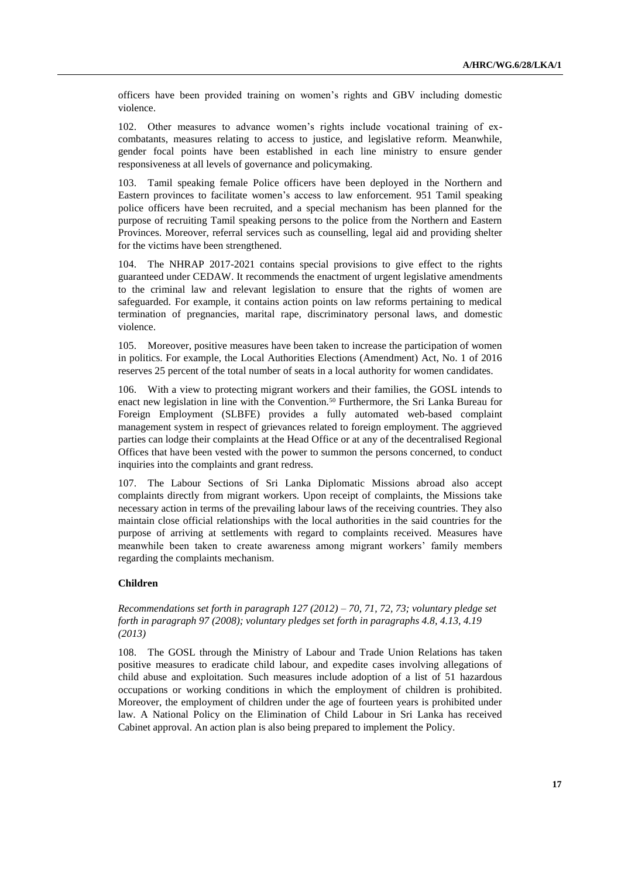officers have been provided training on women's rights and GBV including domestic violence.

102. Other measures to advance women's rights include vocational training of ex-combatants, measures relating to access to justice, and legislative reform. Meanwhile, gender focal points have been established in each line ministry to ensure gender responsiveness at all levels of governance and policymaking.

103. Tamil speaking female Police officers have been deployed in the Northern and Eastern provinces to facilitate women's access to law enforcement. 951 Tamil speaking police officers have been recruited, and a special mechanism has been planned for the purpose of recruiting Tamil speaking persons to the police from the Northern and Eastern Provinces. Moreover, referral services such as counselling, legal aid and providing shelter for the victims have been strengthened.

104. The NHRAP 2017-2021 contains special provisions to give effect to the rights guaranteed under CEDAW. It recommends the enactment of urgent legislative amendments to the criminal law and relevant legislation to ensure that the rights of women are safeguarded. For example, it contains action points on law reforms pertaining to medical termination of pregnancies, marital rape, discriminatory personal laws, and domestic violence.

105. Moreover, positive measures have been taken to increase the participation of women in politics. For example, the Local Authorities Elections (Amendment) Act, No. 1 of 2016 reserves 25 percent of the total number of seats in a local authority for women candidates.

106. With a view to protecting migrant workers and their families, the GOSL intends to enact new legislation in line with the Convention.[50] Furthermore, the Sri Lanka Bureau for Foreign Employment (SLBFE) provides a fully automated web-based complaint management system in respect of grievances related to foreign employment. The aggrieved parties can lodge their complaints at the Head Office or at any of the decentralised Regional Offices that have been vested with the power to summon the persons concerned, to conduct inquiries into the complaints and grant redress.

107. The Labour Sections of Sri Lanka Diplomatic Missions abroad also accept complaints directly from migrant workers. Upon receipt of complaints, the Missions take necessary action in terms of the prevailing labour laws of the receiving countries. They also maintain close official relationships with the local authorities in the said countries for the purpose of arriving at settlements with regard to complaints received. Measures have meanwhile been taken to create awareness among migrant workers' family members regarding the complaints mechanism.

### Children

*Recommendations set forth in paragraph 127 (2012) – 70, 71, 72, 73; voluntary pledge set forth in paragraph 97 (2008); voluntary pledges set forth in paragraphs 4.8, 4.13, 4.19 (2013)*

108. The GOSL through the Ministry of Labour and Trade Union Relations has taken positive measures to eradicate child labour, and expedite cases involving allegations of child abuse and exploitation. Such measures include adoption of a list of 51 hazardous occupations or working conditions in which the employment of children is prohibited. Moreover, the employment of children under the age of fourteen years is prohibited under law. A National Policy on the Elimination of Child Labour in Sri Lanka has received Cabinet approval. An action plan is also being prepared to implement the Policy.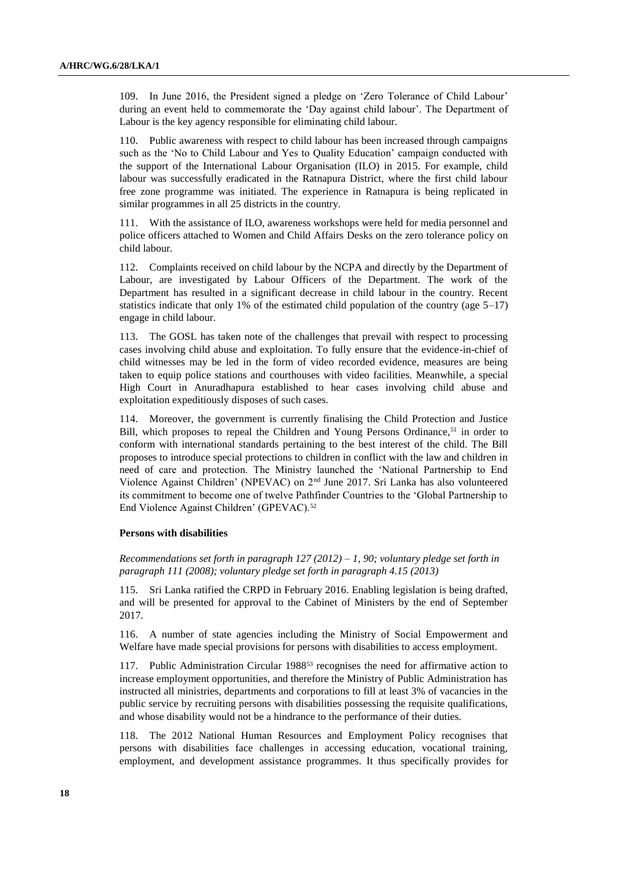109. In June 2016, the President signed a pledge on 'Zero Tolerance of Child Labour' during an event held to commemorate the 'Day against child labour'. The Department of Labour is the key agency responsible for eliminating child labour.

110. Public awareness with respect to child labour has been increased through campaigns such as the 'No to Child Labour and Yes to Quality Education' campaign conducted with the support of the International Labour Organisation (ILO) in 2015. For example, child labour was successfully eradicated in the Ratnapura District, where the first child labour free zone programme was initiated. The experience in Ratnapura is being replicated in similar programmes in all 25 districts in the country.

111. With the assistance of ILO, awareness workshops were held for media personnel and police officers attached to Women and Child Affairs Desks on the zero tolerance policy on child labour.

112. Complaints received on child labour by the NCPA and directly by the Department of Labour, are investigated by Labour Officers of the Department. The work of the Department has resulted in a significant decrease in child labour in the country. Recent statistics indicate that only 1% of the estimated child population of the country (age 5–17) engage in child labour.

113. The GOSL has taken note of the challenges that prevail with respect to processing cases involving child abuse and exploitation. To fully ensure that the evidence-in-chief of child witnesses may be led in the form of video recorded evidence, measures are being taken to equip police stations and courthouses with video facilities. Meanwhile, a special High Court in Anuradhapura established to hear cases involving child abuse and exploitation expeditiously disposes of such cases.

114. Moreover, the government is currently finalising the Child Protection and Justice Bill, which proposes to repeal the Children and Young Persons Ordinance,[51] in order to conform with international standards pertaining to the best interest of the child. The Bill proposes to introduce special protections to children in conflict with the law and children in need of care and protection. The Ministry launched the 'National Partnership to End Violence Against Children' (NPEVAC) on 2nd June 2017. Sri Lanka has also volunteered its commitment to become one of twelve Pathfinder Countries to the 'Global Partnership to End Violence Against Children' (GPEVAC).[52]

### Persons with disabilities

*Recommendations set forth in paragraph 127 (2012) – 1, 90; voluntary pledge set forth in paragraph 111 (2008); voluntary pledge set forth in paragraph 4.15 (2013)*

115. Sri Lanka ratified the CRPD in February 2016. Enabling legislation is being drafted, and will be presented for approval to the Cabinet of Ministers by the end of September 2017.

116. A number of state agencies including the Ministry of Social Empowerment and Welfare have made special provisions for persons with disabilities to access employment.

117. Public Administration Circular 1988[53] recognises the need for affirmative action to increase employment opportunities, and therefore the Ministry of Public Administration has instructed all ministries, departments and corporations to fill at least 3% of vacancies in the public service by recruiting persons with disabilities possessing the requisite qualifications, and whose disability would not be a hindrance to the performance of their duties.

118. The 2012 National Human Resources and Employment Policy recognises that persons with disabilities face challenges in accessing education, vocational training, employment, and development assistance programmes. It thus specifically provides for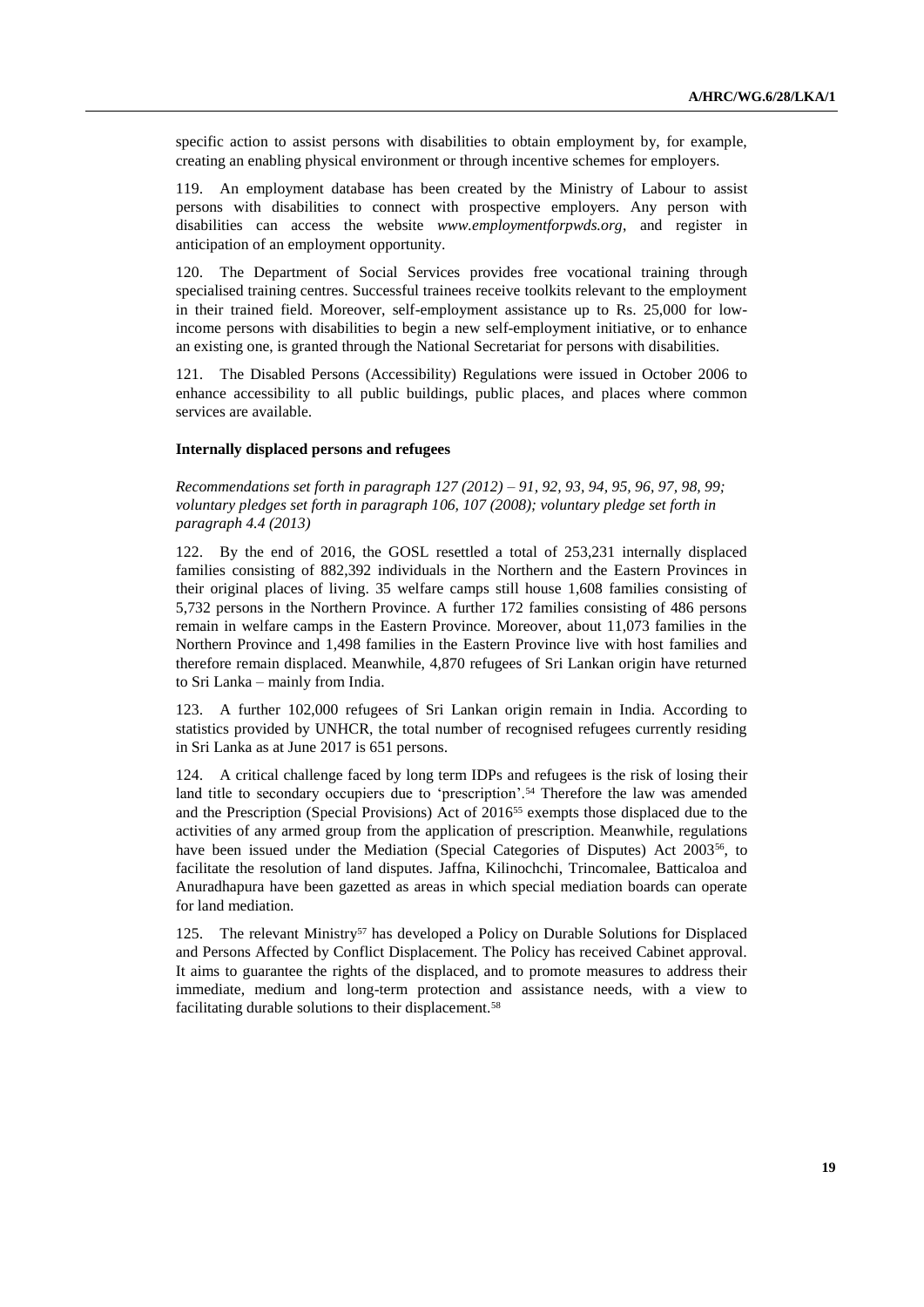specific action to assist persons with disabilities to obtain employment by, for example, creating an enabling physical environment or through incentive schemes for employers.

119. An employment database has been created by the Ministry of Labour to assist persons with disabilities to connect with prospective employers. Any person with disabilities can access the website *www.employmentforpwds.org*, and register in anticipation of an employment opportunity.

120. The Department of Social Services provides free vocational training through specialised training centres. Successful trainees receive toolkits relevant to the employment in their trained field. Moreover, self-employment assistance up to Rs. 25,000 for low-income persons with disabilities to begin a new self-employment initiative, or to enhance an existing one, is granted through the National Secretariat for persons with disabilities.

121. The Disabled Persons (Accessibility) Regulations were issued in October 2006 to enhance accessibility to all public buildings, public places, and places where common services are available.

**Internally displaced persons and refugees**

*Recommendations set forth in paragraph 127 (2012) – 91, 92, 93, 94, 95, 96, 97, 98, 99; voluntary pledges set forth in paragraph 106, 107 (2008); voluntary pledge set forth in paragraph 4.4 (2013)*

122. By the end of 2016, the GOSL resettled a total of 253,231 internally displaced families consisting of 882,392 individuals in the Northern and the Eastern Provinces in their original places of living. 35 welfare camps still house 1,608 families consisting of 5,732 persons in the Northern Province. A further 172 families consisting of 486 persons remain in welfare camps in the Eastern Province. Moreover, about 11,073 families in the Northern Province and 1,498 families in the Eastern Province live with host families and therefore remain displaced. Meanwhile, 4,870 refugees of Sri Lankan origin have returned to Sri Lanka – mainly from India.

123. A further 102,000 refugees of Sri Lankan origin remain in India. According to statistics provided by UNHCR, the total number of recognised refugees currently residing in Sri Lanka as at June 2017 is 651 persons.

124. A critical challenge faced by long term IDPs and refugees is the risk of losing their land title to secondary occupiers due to 'prescription'.[54] Therefore the law was amended and the Prescription (Special Provisions) Act of 2016[55] exempts those displaced due to the activities of any armed group from the application of prescription. Meanwhile, regulations have been issued under the Mediation (Special Categories of Disputes) Act 2003[56], to facilitate the resolution of land disputes. Jaffna, Kilinochchi, Trincomalee, Batticaloa and Anuradhapura have been gazetted as areas in which special mediation boards can operate for land mediation.

125. The relevant Ministry[57] has developed a Policy on Durable Solutions for Displaced and Persons Affected by Conflict Displacement. The Policy has received Cabinet approval. It aims to guarantee the rights of the displaced, and to promote measures to address their immediate, medium and long-term protection and assistance needs, with a view to facilitating durable solutions to their displacement.[58]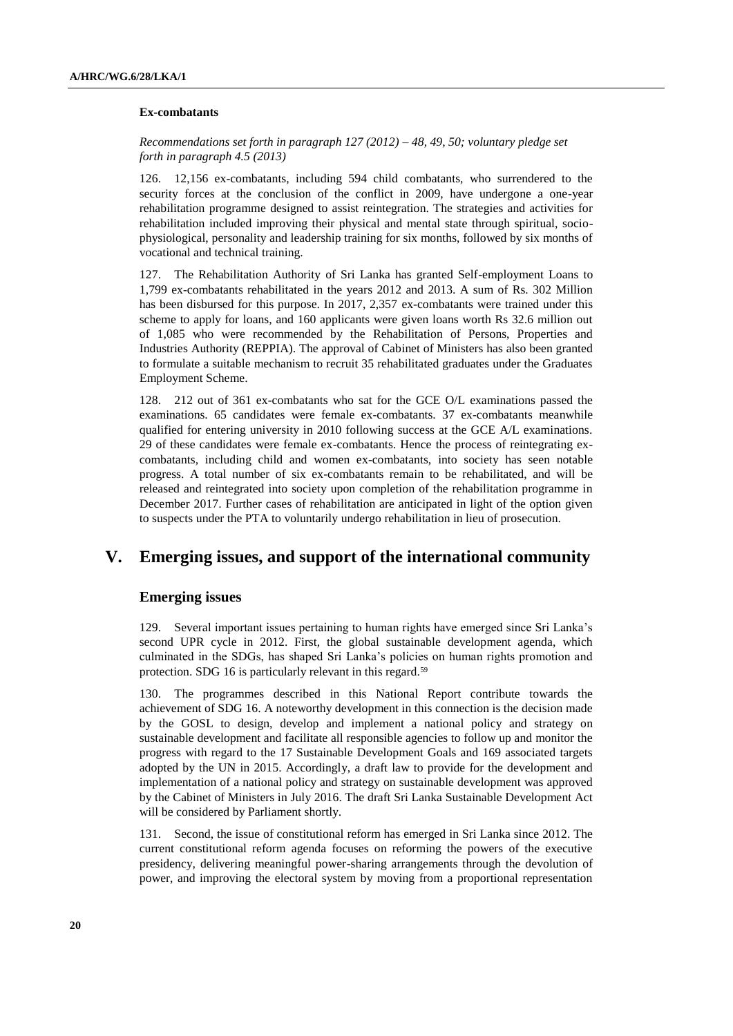#### Ex-combatants

*Recommendations set forth in paragraph 127 (2012) – 48, 49, 50; voluntary pledge set forth in paragraph 4.5 (2013)*

126. 12,156 ex-combatants, including 594 child combatants, who surrendered to the security forces at the conclusion of the conflict in 2009, have undergone a one-year rehabilitation programme designed to assist reintegration. The strategies and activities for rehabilitation included improving their physical and mental state through spiritual, socio-physiological, personality and leadership training for six months, followed by six months of vocational and technical training.

127. The Rehabilitation Authority of Sri Lanka has granted Self-employment Loans to 1,799 ex-combatants rehabilitated in the years 2012 and 2013. A sum of Rs. 302 Million has been disbursed for this purpose. In 2017, 2,357 ex-combatants were trained under this scheme to apply for loans, and 160 applicants were given loans worth Rs 32.6 million out of 1,085 who were recommended by the Rehabilitation of Persons, Properties and Industries Authority (REPPIA). The approval of Cabinet of Ministers has also been granted to formulate a suitable mechanism to recruit 35 rehabilitated graduates under the Graduates Employment Scheme.

128. 212 out of 361 ex-combatants who sat for the GCE O/L examinations passed the examinations. 65 candidates were female ex-combatants. 37 ex-combatants meanwhile qualified for entering university in 2010 following success at the GCE A/L examinations. 29 of these candidates were female ex-combatants. Hence the process of reintegrating ex-combatants, including child and women ex-combatants, into society has seen notable progress. A total number of six ex-combatants remain to be rehabilitated, and will be released and reintegrated into society upon completion of the rehabilitation programme in December 2017. Further cases of rehabilitation are anticipated in light of the option given to suspects under the PTA to voluntarily undergo rehabilitation in lieu of prosecution.

## V. Emerging issues, and support of the international community

### Emerging issues

129. Several important issues pertaining to human rights have emerged since Sri Lanka's second UPR cycle in 2012. First, the global sustainable development agenda, which culminated in the SDGs, has shaped Sri Lanka's policies on human rights promotion and protection. SDG 16 is particularly relevant in this regard.[59]

130. The programmes described in this National Report contribute towards the achievement of SDG 16. A noteworthy development in this connection is the decision made by the GOSL to design, develop and implement a national policy and strategy on sustainable development and facilitate all responsible agencies to follow up and monitor the progress with regard to the 17 Sustainable Development Goals and 169 associated targets adopted by the UN in 2015. Accordingly, a draft law to provide for the development and implementation of a national policy and strategy on sustainable development was approved by the Cabinet of Ministers in July 2016. The draft Sri Lanka Sustainable Development Act will be considered by Parliament shortly.

131. Second, the issue of constitutional reform has emerged in Sri Lanka since 2012. The current constitutional reform agenda focuses on reforming the powers of the executive presidency, delivering meaningful power-sharing arrangements through the devolution of power, and improving the electoral system by moving from a proportional representation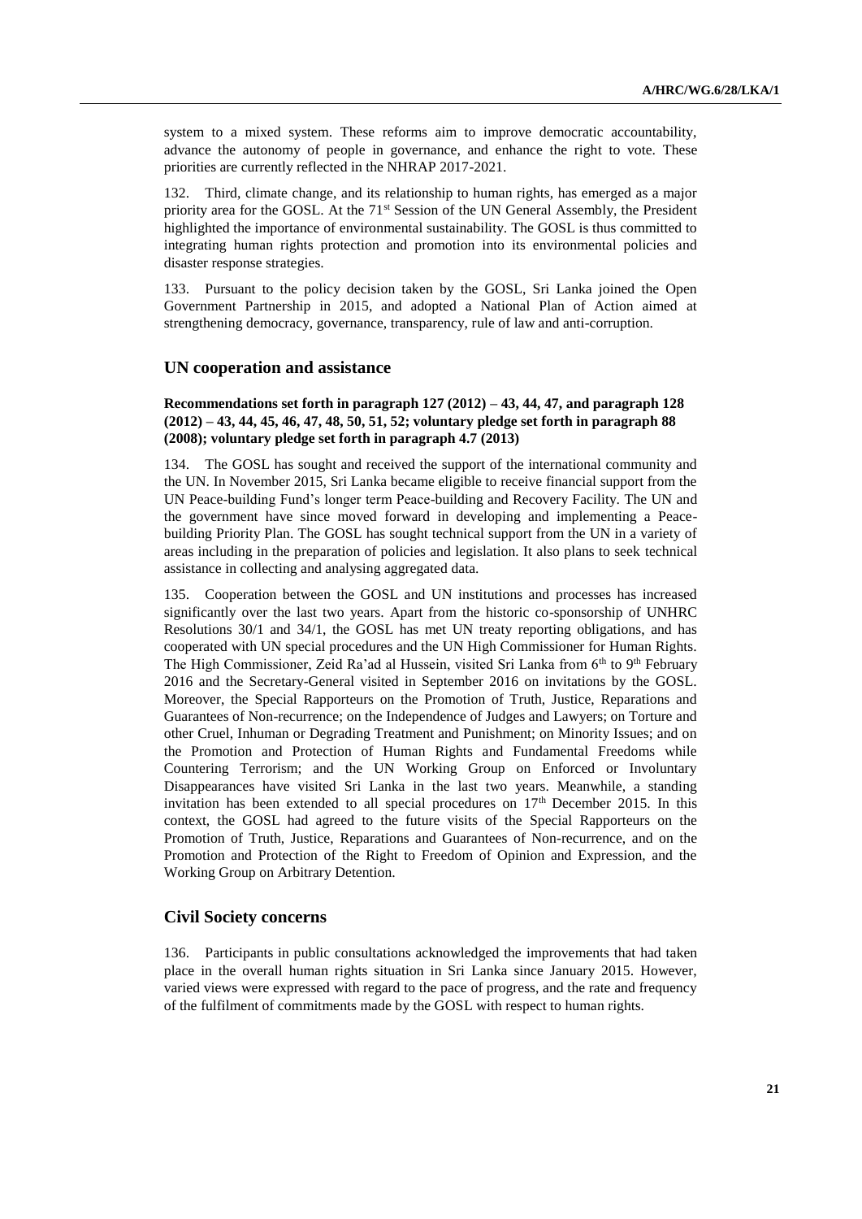system to a mixed system. These reforms aim to improve democratic accountability, advance the autonomy of people in governance, and enhance the right to vote. These priorities are currently reflected in the NHRAP 2017-2021.

132. Third, climate change, and its relationship to human rights, has emerged as a major priority area for the GOSL. At the 71st Session of the UN General Assembly, the President highlighted the importance of environmental sustainability. The GOSL is thus committed to integrating human rights protection and promotion into its environmental policies and disaster response strategies.

133. Pursuant to the policy decision taken by the GOSL, Sri Lanka joined the Open Government Partnership in 2015, and adopted a National Plan of Action aimed at strengthening democracy, governance, transparency, rule of law and anti-corruption.

## UN cooperation and assistance

**Recommendations set forth in paragraph 127 (2012) – 43, 44, 47, and paragraph 128 (2012) – 43, 44, 45, 46, 47, 48, 50, 51, 52; voluntary pledge set forth in paragraph 88 (2008); voluntary pledge set forth in paragraph 4.7 (2013)**

134. The GOSL has sought and received the support of the international community and the UN. In November 2015, Sri Lanka became eligible to receive financial support from the UN Peace-building Fund's longer term Peace-building and Recovery Facility. The UN and the government have since moved forward in developing and implementing a Peace-building Priority Plan. The GOSL has sought technical support from the UN in a variety of areas including in the preparation of policies and legislation. It also plans to seek technical assistance in collecting and analysing aggregated data.

135. Cooperation between the GOSL and UN institutions and processes has increased significantly over the last two years. Apart from the historic co-sponsorship of UNHRC Resolutions 30/1 and 34/1, the GOSL has met UN treaty reporting obligations, and has cooperated with UN special procedures and the UN High Commissioner for Human Rights. The High Commissioner, Zeid Ra'ad al Hussein, visited Sri Lanka from 6th to 9th February 2016 and the Secretary-General visited in September 2016 on invitations by the GOSL. Moreover, the Special Rapporteurs on the Promotion of Truth, Justice, Reparations and Guarantees of Non-recurrence; on the Independence of Judges and Lawyers; on Torture and other Cruel, Inhuman or Degrading Treatment and Punishment; on Minority Issues; and on the Promotion and Protection of Human Rights and Fundamental Freedoms while Countering Terrorism; and the UN Working Group on Enforced or Involuntary Disappearances have visited Sri Lanka in the last two years. Meanwhile, a standing invitation has been extended to all special procedures on 17th December 2015. In this context, the GOSL had agreed to the future visits of the Special Rapporteurs on the Promotion of Truth, Justice, Reparations and Guarantees of Non-recurrence, and on the Promotion and Protection of the Right to Freedom of Opinion and Expression, and the Working Group on Arbitrary Detention.

## Civil Society concerns

136. Participants in public consultations acknowledged the improvements that had taken place in the overall human rights situation in Sri Lanka since January 2015. However, varied views were expressed with regard to the pace of progress, and the rate and frequency of the fulfilment of commitments made by the GOSL with respect to human rights.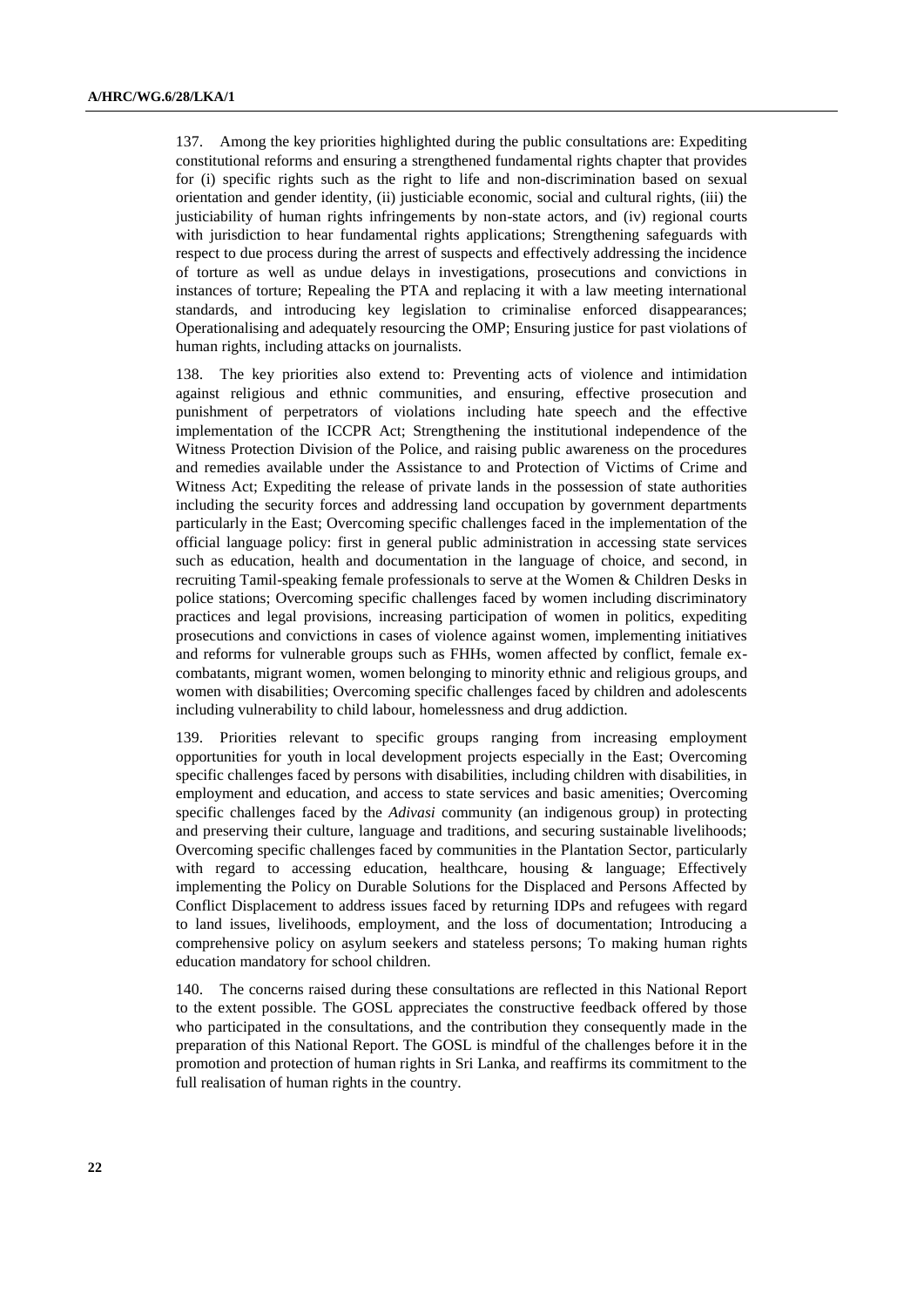137. Among the key priorities highlighted during the public consultations are: Expediting constitutional reforms and ensuring a strengthened fundamental rights chapter that provides for (i) specific rights such as the right to life and non-discrimination based on sexual orientation and gender identity, (ii) justiciable economic, social and cultural rights, (iii) the justiciability of human rights infringements by non-state actors, and (iv) regional courts with jurisdiction to hear fundamental rights applications; Strengthening safeguards with respect to due process during the arrest of suspects and effectively addressing the incidence of torture as well as undue delays in investigations, prosecutions and convictions in instances of torture; Repealing the PTA and replacing it with a law meeting international standards, and introducing key legislation to criminalise enforced disappearances; Operationalising and adequately resourcing the OMP; Ensuring justice for past violations of human rights, including attacks on journalists.

138. The key priorities also extend to: Preventing acts of violence and intimidation against religious and ethnic communities, and ensuring, effective prosecution and punishment of perpetrators of violations including hate speech and the effective implementation of the ICCPR Act; Strengthening the institutional independence of the Witness Protection Division of the Police, and raising public awareness on the procedures and remedies available under the Assistance to and Protection of Victims of Crime and Witness Act; Expediting the release of private lands in the possession of state authorities including the security forces and addressing land occupation by government departments particularly in the East; Overcoming specific challenges faced in the implementation of the official language policy: first in general public administration in accessing state services such as education, health and documentation in the language of choice, and second, in recruiting Tamil-speaking female professionals to serve at the Women & Children Desks in police stations; Overcoming specific challenges faced by women including discriminatory practices and legal provisions, increasing participation of women in politics, expediting prosecutions and convictions in cases of violence against women, implementing initiatives and reforms for vulnerable groups such as FHHs, women affected by conflict, female ex-combatants, migrant women, women belonging to minority ethnic and religious groups, and women with disabilities; Overcoming specific challenges faced by children and adolescents including vulnerability to child labour, homelessness and drug addiction.

139. Priorities relevant to specific groups ranging from increasing employment opportunities for youth in local development projects especially in the East; Overcoming specific challenges faced by persons with disabilities, including children with disabilities, in employment and education, and access to state services and basic amenities; Overcoming specific challenges faced by the *Adivasi* community (an indigenous group) in protecting and preserving their culture, language and traditions, and securing sustainable livelihoods; Overcoming specific challenges faced by communities in the Plantation Sector, particularly with regard to accessing education, healthcare, housing & language; Effectively implementing the Policy on Durable Solutions for the Displaced and Persons Affected by Conflict Displacement to address issues faced by returning IDPs and refugees with regard to land issues, livelihoods, employment, and the loss of documentation; Introducing a comprehensive policy on asylum seekers and stateless persons; To making human rights education mandatory for school children.

140. The concerns raised during these consultations are reflected in this National Report to the extent possible. The GOSL appreciates the constructive feedback offered by those who participated in the consultations, and the contribution they consequently made in the preparation of this National Report. The GOSL is mindful of the challenges before it in the promotion and protection of human rights in Sri Lanka, and reaffirms its commitment to the full realisation of human rights in the country.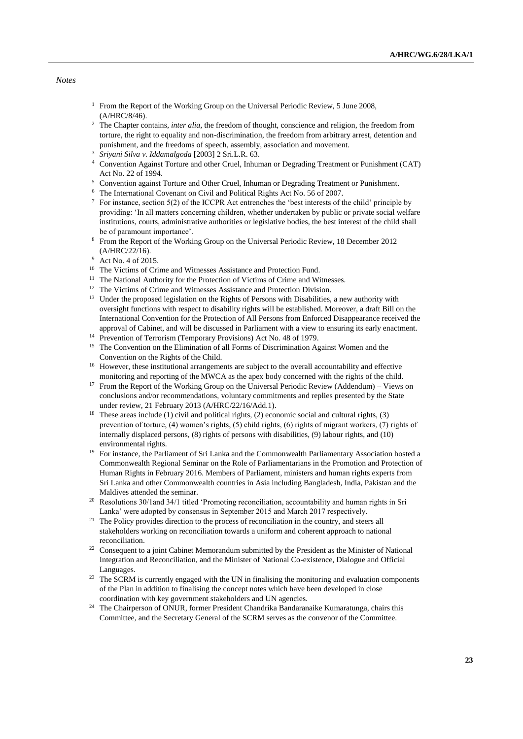*Notes*

[1] From the Report of the Working Group on the Universal Periodic Review, 5 June 2008, (A/HRC/8/46).

[2] The Chapter contains, *inter alia*, the freedom of thought, conscience and religion, the freedom from torture, the right to equality and non-discrimination, the freedom from arbitrary arrest, detention and punishment, and the freedoms of speech, assembly, association and movement.

[3] *Sriyani Silva v. Iddamalgoda* [2003] 2 Sri.L.R. 63.

[4] Convention Against Torture and other Cruel, Inhuman or Degrading Treatment or Punishment (CAT) Act No. 22 of 1994.

[5] Convention against Torture and Other Cruel, Inhuman or Degrading Treatment or Punishment.

[6] The International Covenant on Civil and Political Rights Act No. 56 of 2007.

[7] For instance, section 5(2) of the ICCPR Act entrenches the 'best interests of the child' principle by providing: 'In all matters concerning children, whether undertaken by public or private social welfare institutions, courts, administrative authorities or legislative bodies, the best interest of the child shall be of paramount importance'.

[8] From the Report of the Working Group on the Universal Periodic Review, 18 December 2012 (A/HRC/22/16).

[9] Act No. 4 of 2015.

[10] The Victims of Crime and Witnesses Assistance and Protection Fund.

[11] The National Authority for the Protection of Victims of Crime and Witnesses.

[12] The Victims of Crime and Witnesses Assistance and Protection Division.

[13] Under the proposed legislation on the Rights of Persons with Disabilities, a new authority with oversight functions with respect to disability rights will be established. Moreover, a draft Bill on the International Convention for the Protection of All Persons from Enforced Disappearance received the approval of Cabinet, and will be discussed in Parliament with a view to ensuring its early enactment.

[14] Prevention of Terrorism (Temporary Provisions) Act No. 48 of 1979.

[15] The Convention on the Elimination of all Forms of Discrimination Against Women and the Convention on the Rights of the Child.

[16] However, these institutional arrangements are subject to the overall accountability and effective monitoring and reporting of the MWCA as the apex body concerned with the rights of the child.

[17] From the Report of the Working Group on the Universal Periodic Review (Addendum) – Views on conclusions and/or recommendations, voluntary commitments and replies presented by the State under review, 21 February 2013 (A/HRC/22/16/Add.1).

[18] These areas include (1) civil and political rights, (2) economic social and cultural rights, (3) prevention of torture, (4) women's rights, (5) child rights, (6) rights of migrant workers, (7) rights of internally displaced persons, (8) rights of persons with disabilities, (9) labour rights, and (10) environmental rights.

[19] For instance, the Parliament of Sri Lanka and the Commonwealth Parliamentary Association hosted a Commonwealth Regional Seminar on the Role of Parliamentarians in the Promotion and Protection of Human Rights in February 2016. Members of Parliament, ministers and human rights experts from Sri Lanka and other Commonwealth countries in Asia including Bangladesh, India, Pakistan and the Maldives attended the seminar.

[20] Resolutions 30/1and 34/1 titled 'Promoting reconciliation, accountability and human rights in Sri Lanka' were adopted by consensus in September 2015 and March 2017 respectively.

[21] The Policy provides direction to the process of reconciliation in the country, and steers all stakeholders working on reconciliation towards a uniform and coherent approach to national reconciliation.

[22] Consequent to a joint Cabinet Memorandum submitted by the President as the Minister of National Integration and Reconciliation, and the Minister of National Co-existence, Dialogue and Official Languages.

[23] The SCRM is currently engaged with the UN in finalising the monitoring and evaluation components of the Plan in addition to finalising the concept notes which have been developed in close coordination with key government stakeholders and UN agencies.

[24] The Chairperson of ONUR, former President Chandrika Bandaranaike Kumaratunga, chairs this Committee, and the Secretary General of the SCRM serves as the convenor of the Committee.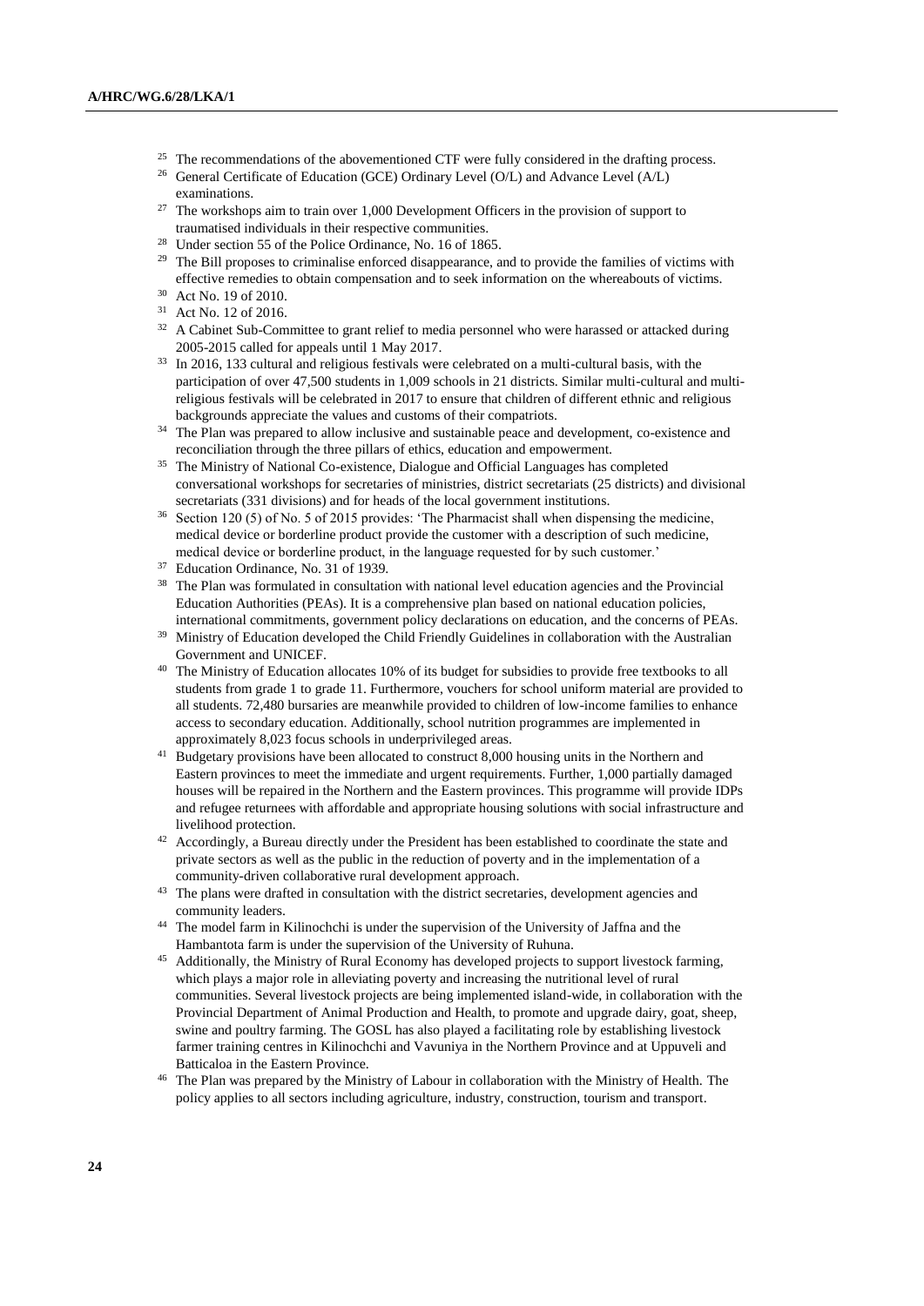[25] The recommendations of the abovementioned CTF were fully considered in the drafting process.

[26] General Certificate of Education (GCE) Ordinary Level (O/L) and Advance Level (A/L) examinations.

[27] The workshops aim to train over 1,000 Development Officers in the provision of support to traumatised individuals in their respective communities.

[28] Under section 55 of the Police Ordinance, No. 16 of 1865.

[29] The Bill proposes to criminalise enforced disappearance, and to provide the families of victims with effective remedies to obtain compensation and to seek information on the whereabouts of victims.

[30] Act No. 19 of 2010.

[31] Act No. 12 of 2016.

[32] A Cabinet Sub-Committee to grant relief to media personnel who were harassed or attacked during 2005-2015 called for appeals until 1 May 2017.

[33] In 2016, 133 cultural and religious festivals were celebrated on a multi-cultural basis, with the participation of over 47,500 students in 1,009 schools in 21 districts. Similar multi-cultural and multi-religious festivals will be celebrated in 2017 to ensure that children of different ethnic and religious backgrounds appreciate the values and customs of their compatriots.

[34] The Plan was prepared to allow inclusive and sustainable peace and development, co-existence and reconciliation through the three pillars of ethics, education and empowerment.

[35] The Ministry of National Co-existence, Dialogue and Official Languages has completed conversational workshops for secretaries of ministries, district secretariats (25 districts) and divisional secretariats (331 divisions) and for heads of the local government institutions.

[36] Section 120 (5) of No. 5 of 2015 provides: 'The Pharmacist shall when dispensing the medicine, medical device or borderline product provide the customer with a description of such medicine, medical device or borderline product, in the language requested for by such customer.'

[37] Education Ordinance, No. 31 of 1939.

[38] The Plan was formulated in consultation with national level education agencies and the Provincial Education Authorities (PEAs). It is a comprehensive plan based on national education policies, international commitments, government policy declarations on education, and the concerns of PEAs.

[39] Ministry of Education developed the Child Friendly Guidelines in collaboration with the Australian Government and UNICEF.

[40] The Ministry of Education allocates 10% of its budget for subsidies to provide free textbooks to all students from grade 1 to grade 11. Furthermore, vouchers for school uniform material are provided to all students. 72,480 bursaries are meanwhile provided to children of low-income families to enhance access to secondary education. Additionally, school nutrition programmes are implemented in approximately 8,023 focus schools in underprivileged areas.

[41] Budgetary provisions have been allocated to construct 8,000 housing units in the Northern and Eastern provinces to meet the immediate and urgent requirements. Further, 1,000 partially damaged houses will be repaired in the Northern and the Eastern provinces. This programme will provide IDPs and refugee returnees with affordable and appropriate housing solutions with social infrastructure and livelihood protection.

[42] Accordingly, a Bureau directly under the President has been established to coordinate the state and private sectors as well as the public in the reduction of poverty and in the implementation of a community-driven collaborative rural development approach.

[43] The plans were drafted in consultation with the district secretaries, development agencies and community leaders.

[44] The model farm in Kilinochchi is under the supervision of the University of Jaffna and the Hambantota farm is under the supervision of the University of Ruhuna.

[45] Additionally, the Ministry of Rural Economy has developed projects to support livestock farming, which plays a major role in alleviating poverty and increasing the nutritional level of rural communities. Several livestock projects are being implemented island-wide, in collaboration with the Provincial Department of Animal Production and Health, to promote and upgrade dairy, goat, sheep, swine and poultry farming. The GOSL has also played a facilitating role by establishing livestock farmer training centres in Kilinochchi and Vavuniya in the Northern Province and at Uppuveli and Batticaloa in the Eastern Province.

[46] The Plan was prepared by the Ministry of Labour in collaboration with the Ministry of Health. The policy applies to all sectors including agriculture, industry, construction, tourism and transport.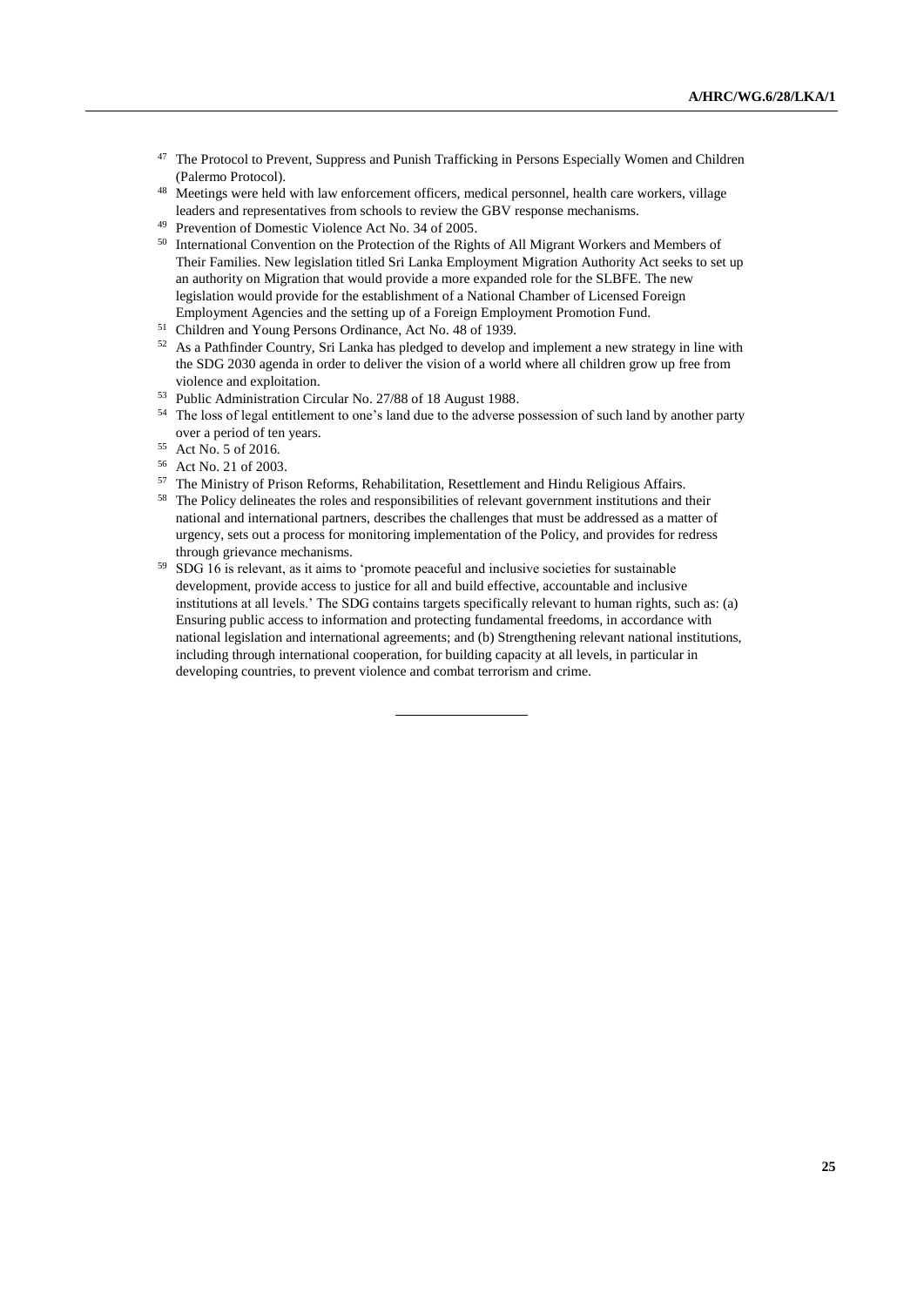[47] The Protocol to Prevent, Suppress and Punish Trafficking in Persons Especially Women and Children (Palermo Protocol).

[48] Meetings were held with law enforcement officers, medical personnel, health care workers, village leaders and representatives from schools to review the GBV response mechanisms.

[49] Prevention of Domestic Violence Act No. 34 of 2005.

[50] International Convention on the Protection of the Rights of All Migrant Workers and Members of Their Families. New legislation titled Sri Lanka Employment Migration Authority Act seeks to set up an authority on Migration that would provide a more expanded role for the SLBFE. The new legislation would provide for the establishment of a National Chamber of Licensed Foreign Employment Agencies and the setting up of a Foreign Employment Promotion Fund.

[51] Children and Young Persons Ordinance, Act No. 48 of 1939.

[52] As a Pathfinder Country, Sri Lanka has pledged to develop and implement a new strategy in line with the SDG 2030 agenda in order to deliver the vision of a world where all children grow up free from violence and exploitation.

[53] Public Administration Circular No. 27/88 of 18 August 1988.

[54] The loss of legal entitlement to one's land due to the adverse possession of such land by another party over a period of ten years.

[55] Act No. 5 of 2016.

[56] Act No. 21 of 2003.

[57] The Ministry of Prison Reforms, Rehabilitation, Resettlement and Hindu Religious Affairs.

[58] The Policy delineates the roles and responsibilities of relevant government institutions and their national and international partners, describes the challenges that must be addressed as a matter of urgency, sets out a process for monitoring implementation of the Policy, and provides for redress through grievance mechanisms.

[59] SDG 16 is relevant, as it aims to 'promote peaceful and inclusive societies for sustainable development, provide access to justice for all and build effective, accountable and inclusive institutions at all levels.' The SDG contains targets specifically relevant to human rights, such as: (a) Ensuring public access to information and protecting fundamental freedoms, in accordance with national legislation and international agreements; and (b) Strengthening relevant national institutions, including through international cooperation, for building capacity at all levels, in particular in developing countries, to prevent violence and combat terrorism and crime.